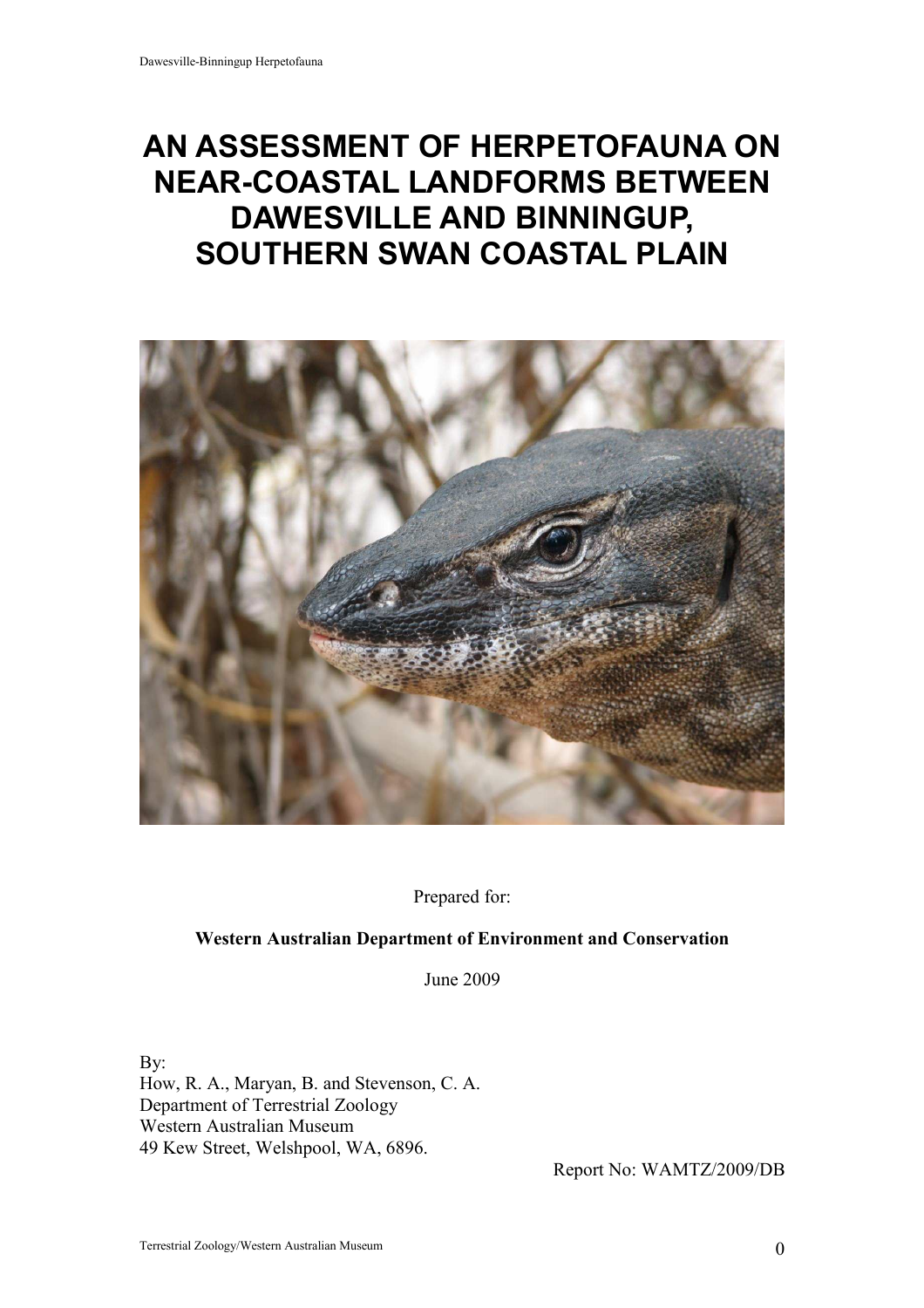# AN ASSESSMENT OF HERPETOFAUNA ON NEAR-COASTAL LANDFORMS BETWEEN DAWESVILLE AND BINNINGUP, SOUTHERN SWAN COASTAL PLAIN

Prepared for:

**Western Australian Department of Environment and Conservation**

June 2009

By:
How, R. A., Maryan, B. and Stevenson, C. A.
Department of Terrestrial Zoology
Western Australian Museum
49 Kew Street, Welshpool, WA, 6896.

Report No: WAMTZ/2009/DB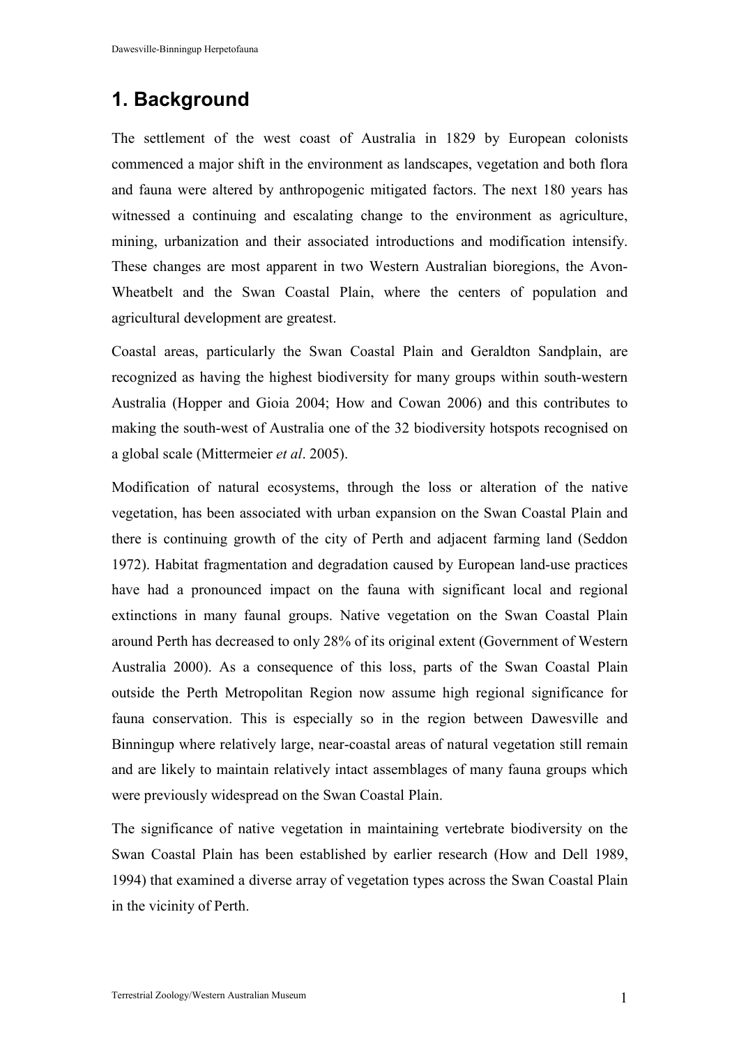# 1. Background

The settlement of the west coast of Australia in 1829 by European colonists commenced a major shift in the environment as landscapes, vegetation and both flora and fauna were altered by anthropogenic mitigated factors. The next 180 years has witnessed a continuing and escalating change to the environment as agriculture, mining, urbanization and their associated introductions and modification intensify. These changes are most apparent in two Western Australian bioregions, the Avon-Wheatbelt and the Swan Coastal Plain, where the centers of population and agricultural development are greatest.

Coastal areas, particularly the Swan Coastal Plain and Geraldton Sandplain, are recognized as having the highest biodiversity for many groups within south-western Australia (Hopper and Gioia 2004; How and Cowan 2006) and this contributes to making the south-west of Australia one of the 32 biodiversity hotspots recognised on a global scale (Mittermeier *et al*. 2005).

Modification of natural ecosystems, through the loss or alteration of the native vegetation, has been associated with urban expansion on the Swan Coastal Plain and there is continuing growth of the city of Perth and adjacent farming land (Seddon 1972). Habitat fragmentation and degradation caused by European land-use practices have had a pronounced impact on the fauna with significant local and regional extinctions in many faunal groups. Native vegetation on the Swan Coastal Plain around Perth has decreased to only 28% of its original extent (Government of Western Australia 2000). As a consequence of this loss, parts of the Swan Coastal Plain outside the Perth Metropolitan Region now assume high regional significance for fauna conservation. This is especially so in the region between Dawesville and Binningup where relatively large, near-coastal areas of natural vegetation still remain and are likely to maintain relatively intact assemblages of many fauna groups which were previously widespread on the Swan Coastal Plain.

The significance of native vegetation in maintaining vertebrate biodiversity on the Swan Coastal Plain has been established by earlier research (How and Dell 1989, 1994) that examined a diverse array of vegetation types across the Swan Coastal Plain in the vicinity of Perth.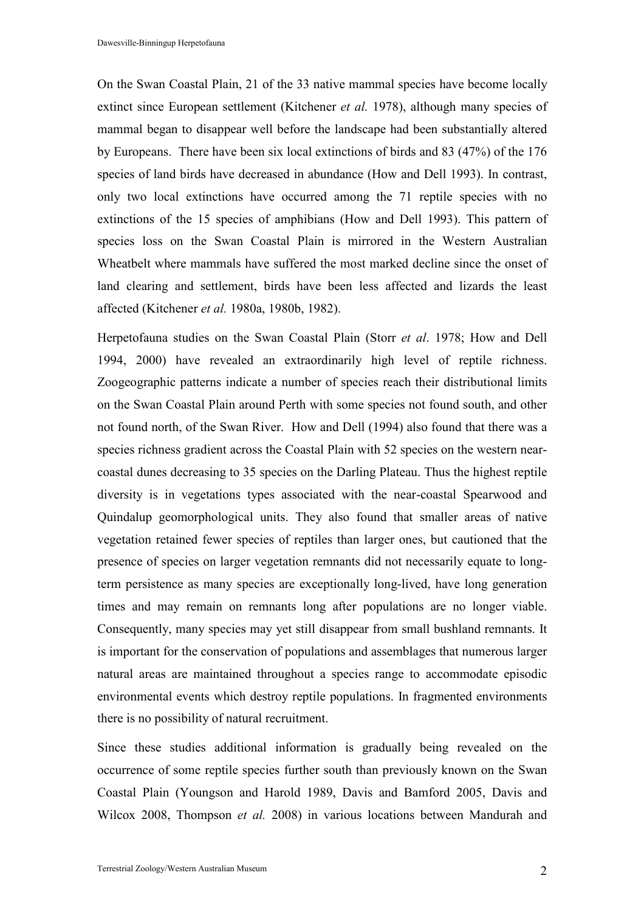On the Swan Coastal Plain, 21 of the 33 native mammal species have become locally extinct since European settlement (Kitchener *et al.* 1978), although many species of mammal began to disappear well before the landscape had been substantially altered by Europeans. There have been six local extinctions of birds and 83 (47%) of the 176 species of land birds have decreased in abundance (How and Dell 1993). In contrast, only two local extinctions have occurred among the 71 reptile species with no extinctions of the 15 species of amphibians (How and Dell 1993). This pattern of species loss on the Swan Coastal Plain is mirrored in the Western Australian Wheatbelt where mammals have suffered the most marked decline since the onset of land clearing and settlement, birds have been less affected and lizards the least affected (Kitchener *et al.* 1980a, 1980b, 1982).

Herpetofauna studies on the Swan Coastal Plain (Storr *et al*. 1978; How and Dell 1994, 2000) have revealed an extraordinarily high level of reptile richness. Zoogeographic patterns indicate a number of species reach their distributional limits on the Swan Coastal Plain around Perth with some species not found south, and other not found north, of the Swan River. How and Dell (1994) also found that there was a species richness gradient across the Coastal Plain with 52 species on the western near-coastal dunes decreasing to 35 species on the Darling Plateau. Thus the highest reptile diversity is in vegetations types associated with the near-coastal Spearwood and Quindalup geomorphological units. They also found that smaller areas of native vegetation retained fewer species of reptiles than larger ones, but cautioned that the presence of species on larger vegetation remnants did not necessarily equate to long-term persistence as many species are exceptionally long-lived, have long generation times and may remain on remnants long after populations are no longer viable. Consequently, many species may yet still disappear from small bushland remnants. It is important for the conservation of populations and assemblages that numerous larger natural areas are maintained throughout a species range to accommodate episodic environmental events which destroy reptile populations. In fragmented environments there is no possibility of natural recruitment.

Since these studies additional information is gradually being revealed on the occurrence of some reptile species further south than previously known on the Swan Coastal Plain (Youngson and Harold 1989, Davis and Bamford 2005, Davis and Wilcox 2008, Thompson *et al.* 2008) in various locations between Mandurah and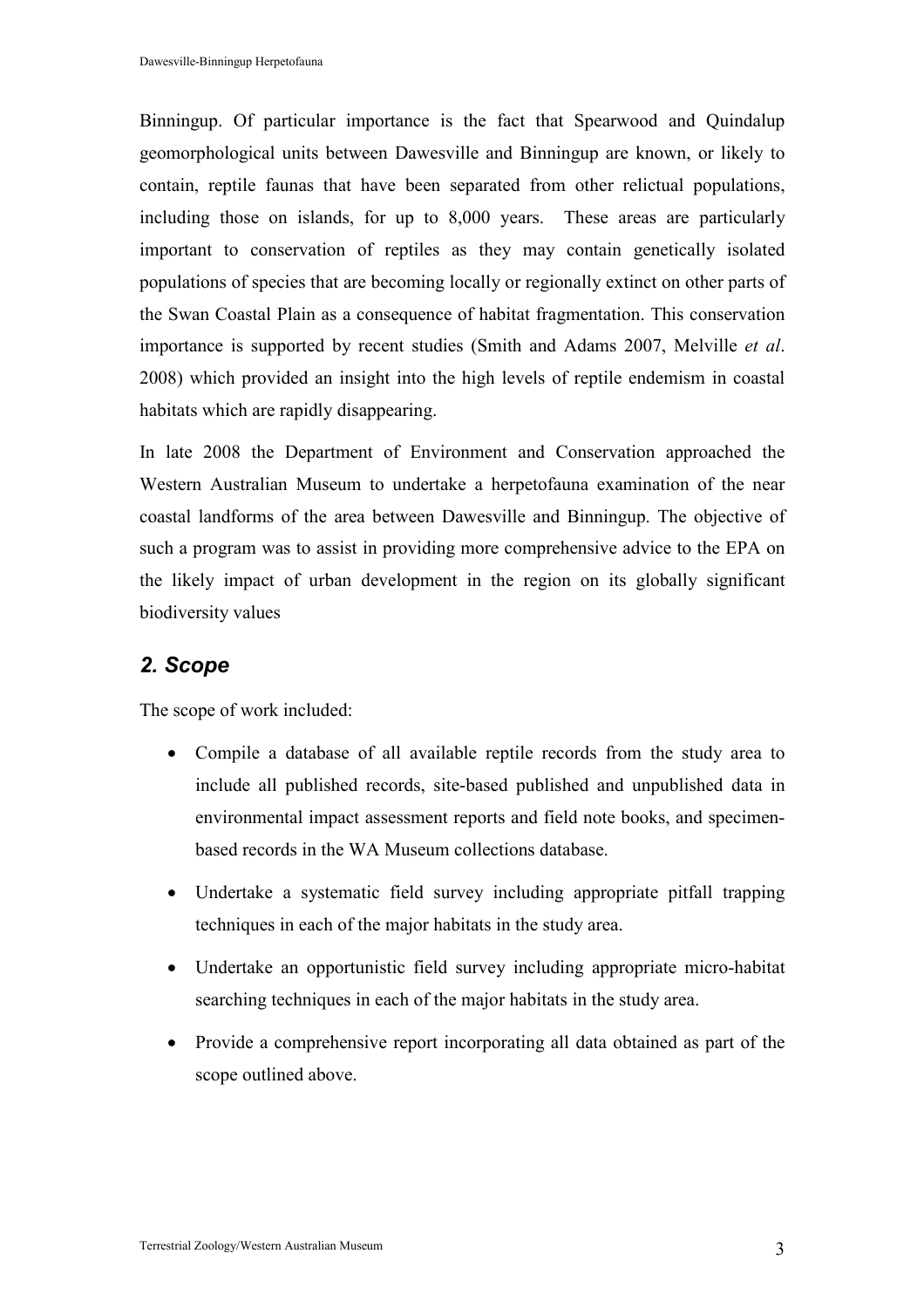Binningup. Of particular importance is the fact that Spearwood and Quindalup geomorphological units between Dawesville and Binningup are known, or likely to contain, reptile faunas that have been separated from other relictual populations, including those on islands, for up to 8,000 years. These areas are particularly important to conservation of reptiles as they may contain genetically isolated populations of species that are becoming locally or regionally extinct on other parts of the Swan Coastal Plain as a consequence of habitat fragmentation. This conservation importance is supported by recent studies (Smith and Adams 2007, Melville *et al*. 2008) which provided an insight into the high levels of reptile endemism in coastal habitats which are rapidly disappearing.

In late 2008 the Department of Environment and Conservation approached the Western Australian Museum to undertake a herpetofauna examination of the near coastal landforms of the area between Dawesville and Binningup. The objective of such a program was to assist in providing more comprehensive advice to the EPA on the likely impact of urban development in the region on its globally significant biodiversity values

## 2. Scope

The scope of work included:

- Compile a database of all available reptile records from the study area to include all published records, site-based published and unpublished data in environmental impact assessment reports and field note books, and specimen-based records in the WA Museum collections database.
- Undertake a systematic field survey including appropriate pitfall trapping techniques in each of the major habitats in the study area.
- Undertake an opportunistic field survey including appropriate micro-habitat searching techniques in each of the major habitats in the study area.
- Provide a comprehensive report incorporating all data obtained as part of the scope outlined above.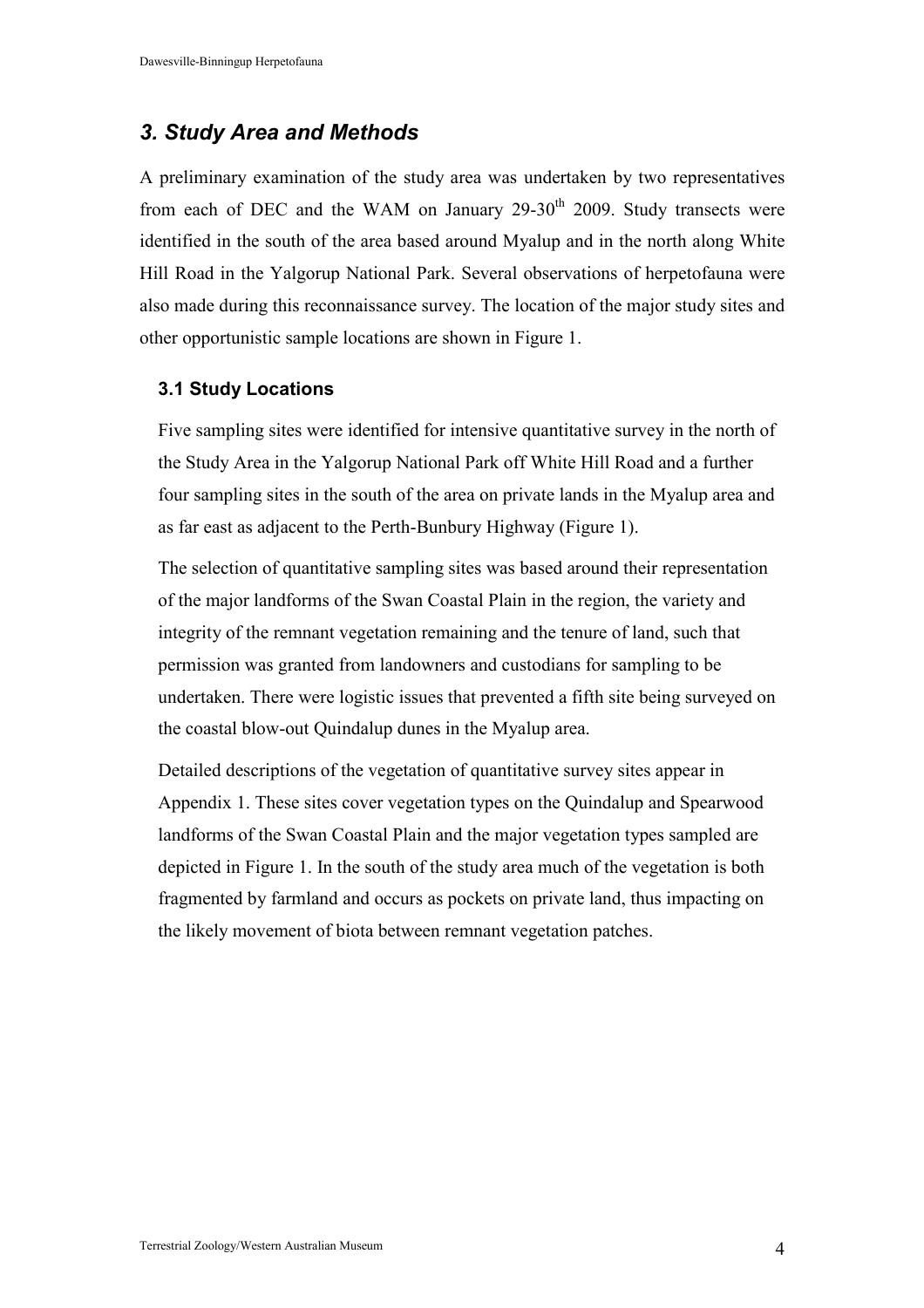## *3. Study Area and Methods*

A preliminary examination of the study area was undertaken by two representatives from each of DEC and the WAM on January 29-30th 2009. Study transects were identified in the south of the area based around Myalup and in the north along White Hill Road in the Yalgorup National Park. Several observations of herpetofauna were also made during this reconnaissance survey. The location of the major study sites and other opportunistic sample locations are shown in Figure 1.

### 3.1 Study Locations

Five sampling sites were identified for intensive quantitative survey in the north of the Study Area in the Yalgorup National Park off White Hill Road and a further four sampling sites in the south of the area on private lands in the Myalup area and as far east as adjacent to the Perth-Bunbury Highway (Figure 1).

The selection of quantitative sampling sites was based around their representation of the major landforms of the Swan Coastal Plain in the region, the variety and integrity of the remnant vegetation remaining and the tenure of land, such that permission was granted from landowners and custodians for sampling to be undertaken. There were logistic issues that prevented a fifth site being surveyed on the coastal blow-out Quindalup dunes in the Myalup area.

Detailed descriptions of the vegetation of quantitative survey sites appear in Appendix 1. These sites cover vegetation types on the Quindalup and Spearwood landforms of the Swan Coastal Plain and the major vegetation types sampled are depicted in Figure 1. In the south of the study area much of the vegetation is both fragmented by farmland and occurs as pockets on private land, thus impacting on the likely movement of biota between remnant vegetation patches.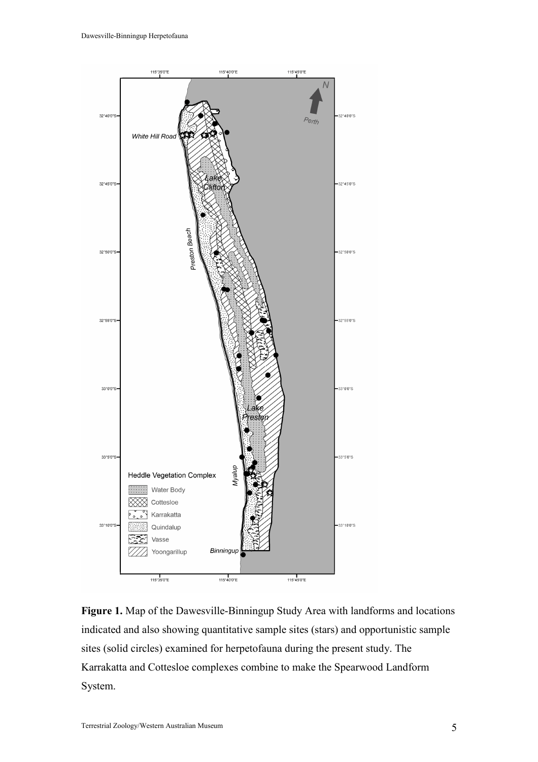**Figure 1.** Map of the Dawesville-Binningup Study Area with landforms and locations indicated and also showing quantitative sample sites (stars) and opportunistic sample sites (solid circles) examined for herpetofauna during the present study. The Karrakatta and Cottesloe complexes combine to make the Spearwood Landform System.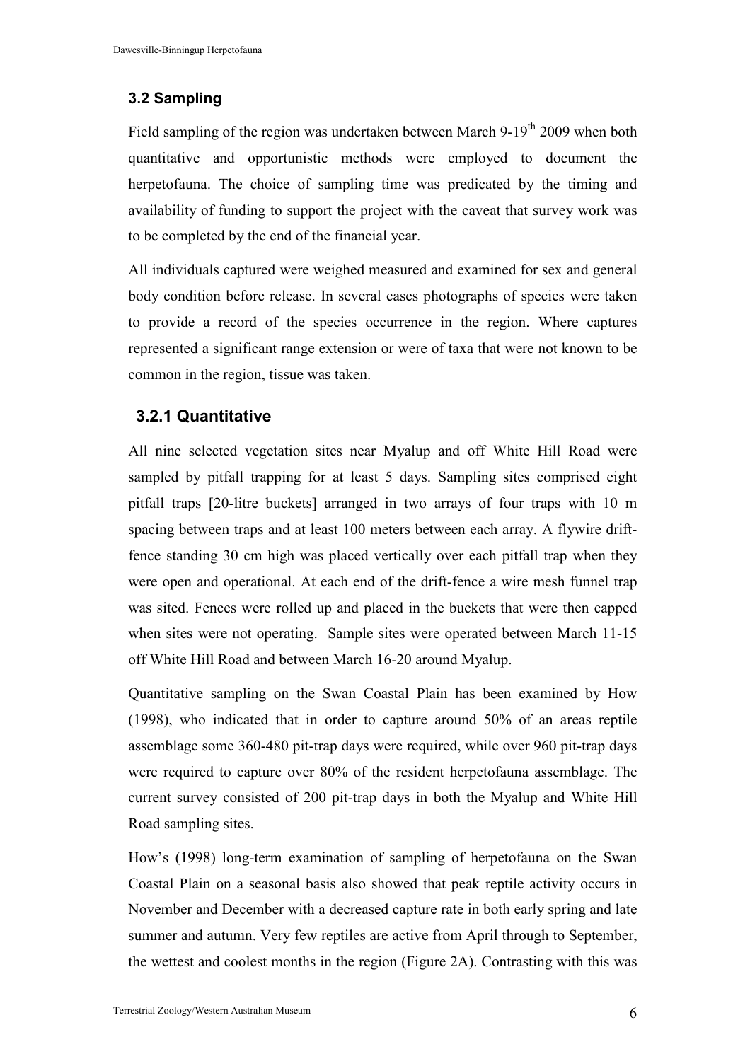### 3.2 Sampling

Field sampling of the region was undertaken between March 9-19th 2009 when both quantitative and opportunistic methods were employed to document the herpetofauna. The choice of sampling time was predicated by the timing and availability of funding to support the project with the caveat that survey work was to be completed by the end of the financial year.

All individuals captured were weighed measured and examined for sex and general body condition before release. In several cases photographs of species were taken to provide a record of the species occurrence in the region. Where captures represented a significant range extension or were of taxa that were not known to be common in the region, tissue was taken.

#### 3.2.1 Quantitative

All nine selected vegetation sites near Myalup and off White Hill Road were sampled by pitfall trapping for at least 5 days. Sampling sites comprised eight pitfall traps [20-litre buckets] arranged in two arrays of four traps with 10 m spacing between traps and at least 100 meters between each array. A flywire drift-fence standing 30 cm high was placed vertically over each pitfall trap when they were open and operational. At each end of the drift-fence a wire mesh funnel trap was sited. Fences were rolled up and placed in the buckets that were then capped when sites were not operating. Sample sites were operated between March 11-15 off White Hill Road and between March 16-20 around Myalup.

Quantitative sampling on the Swan Coastal Plain has been examined by How (1998), who indicated that in order to capture around 50% of an areas reptile assemblage some 360-480 pit-trap days were required, while over 960 pit-trap days were required to capture over 80% of the resident herpetofauna assemblage. The current survey consisted of 200 pit-trap days in both the Myalup and White Hill Road sampling sites.

How's (1998) long-term examination of sampling of herpetofauna on the Swan Coastal Plain on a seasonal basis also showed that peak reptile activity occurs in November and December with a decreased capture rate in both early spring and late summer and autumn. Very few reptiles are active from April through to September, the wettest and coolest months in the region (Figure 2A). Contrasting with this was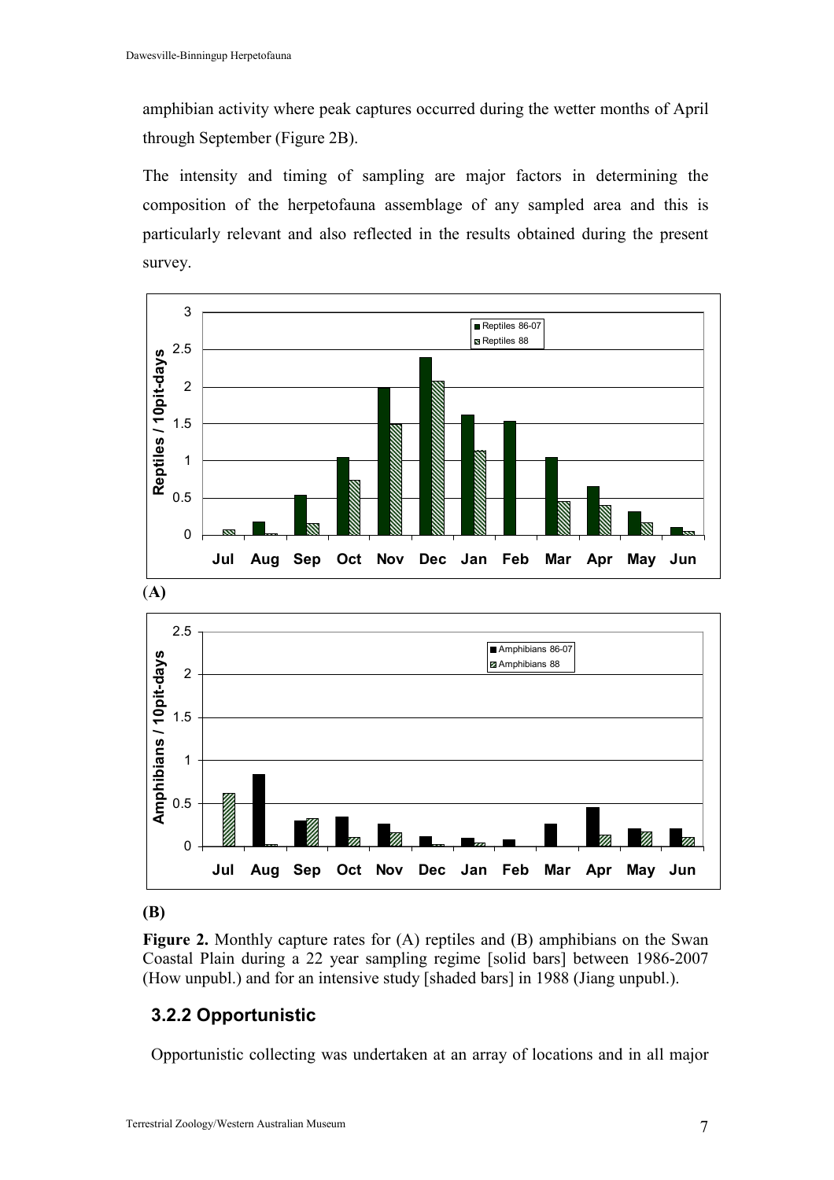amphibian activity where peak captures occurred during the wetter months of April through September (Figure 2B).

The intensity and timing of sampling are major factors in determining the composition of the herpetofauna assemblage of any sampled area and this is particularly relevant and also reflected in the results obtained during the present survey.

(A)

(B)

**Figure 2.** Monthly capture rates for (A) reptiles and (B) amphibians on the Swan Coastal Plain during a 22 year sampling regime [solid bars] between 1986-2007 (How unpubl.) and for an intensive study [shaded bars] in 1988 (Jiang unpubl.).

### 3.2.2 Opportunistic

Opportunistic collecting was undertaken at an array of locations and in all major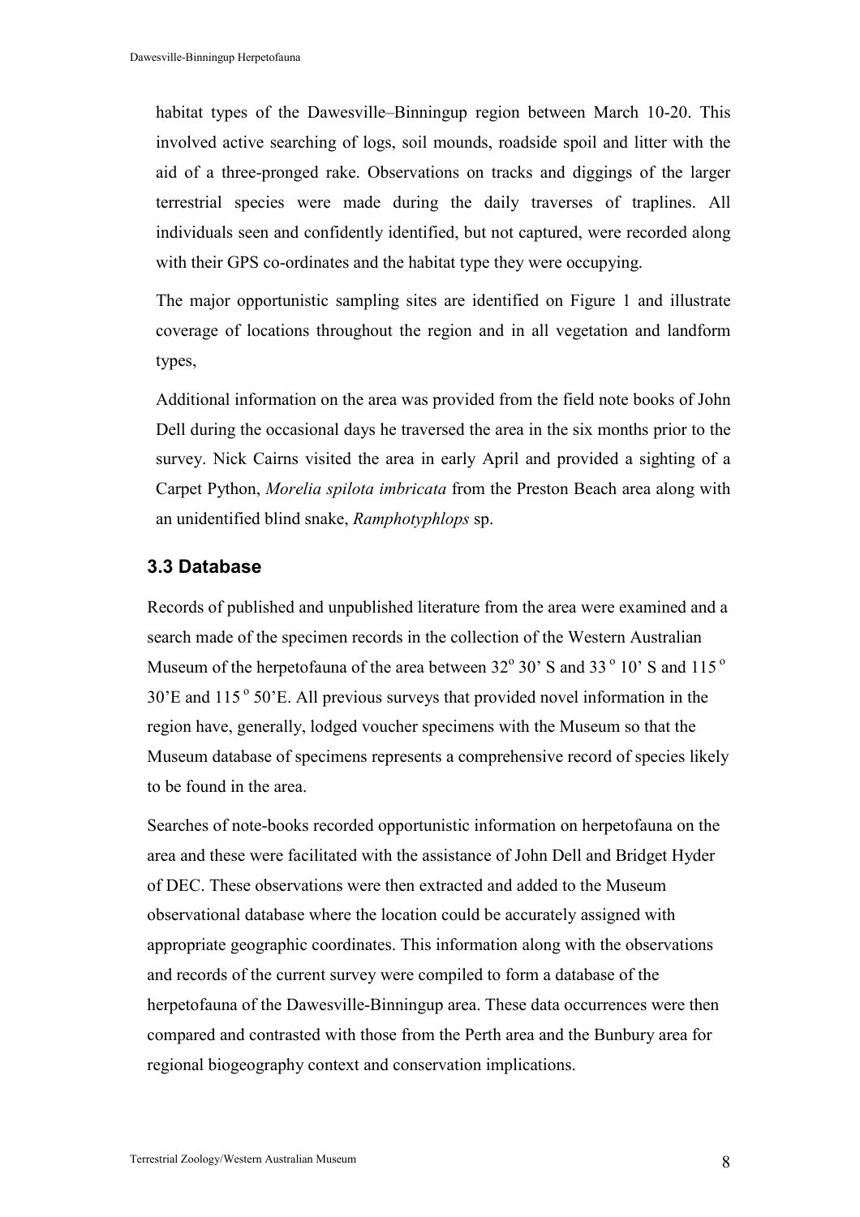habitat types of the Dawesville–Binningup region between March 10-20. This involved active searching of logs, soil mounds, roadside spoil and litter with the aid of a three-pronged rake. Observations on tracks and diggings of the larger terrestrial species were made during the daily traverses of traplines. All individuals seen and confidently identified, but not captured, were recorded along with their GPS co-ordinates and the habitat type they were occupying.

The major opportunistic sampling sites are identified on Figure 1 and illustrate coverage of locations throughout the region and in all vegetation and landform types,

Additional information on the area was provided from the field note books of John Dell during the occasional days he traversed the area in the six months prior to the survey. Nick Cairns visited the area in early April and provided a sighting of a Carpet Python, *Morelia spilota imbricata* from the Preston Beach area along with an unidentified blind snake, *Ramphotyphlops* sp.

### 3.3 Database

Records of published and unpublished literature from the area were examined and a search made of the specimen records in the collection of the Western Australian Museum of the herpetofauna of the area between 32° 30' S and 33° 10' S and 115° 30'E and 115° 50'E. All previous surveys that provided novel information in the region have, generally, lodged voucher specimens with the Museum so that the Museum database of specimens represents a comprehensive record of species likely to be found in the area.

Searches of note-books recorded opportunistic information on herpetofauna on the area and these were facilitated with the assistance of John Dell and Bridget Hyder of DEC. These observations were then extracted and added to the Museum observational database where the location could be accurately assigned with appropriate geographic coordinates. This information along with the observations and records of the current survey were compiled to form a database of the herpetofauna of the Dawesville-Binningup area. These data occurrences were then compared and contrasted with those from the Perth area and the Bunbury area for regional biogeography context and conservation implications.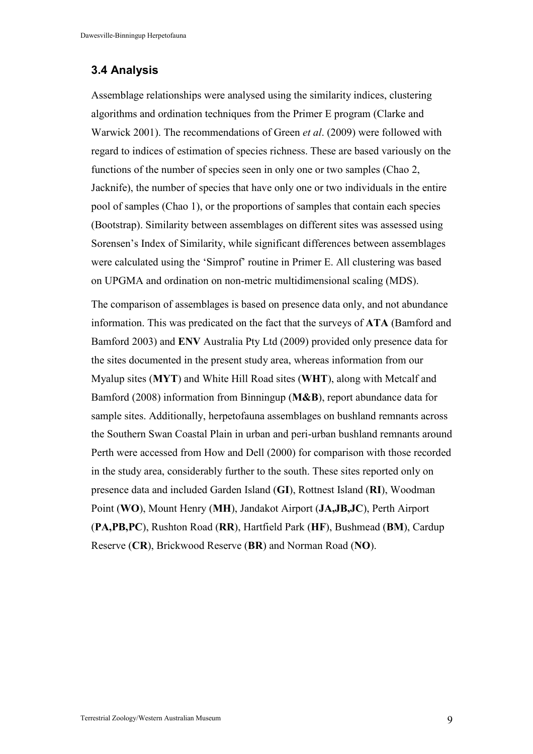### 3.4 Analysis

Assemblage relationships were analysed using the similarity indices, clustering algorithms and ordination techniques from the Primer E program (Clarke and Warwick 2001). The recommendations of Green *et al*. (2009) were followed with regard to indices of estimation of species richness. These are based variously on the functions of the number of species seen in only one or two samples (Chao 2, Jacknife), the number of species that have only one or two individuals in the entire pool of samples (Chao 1), or the proportions of samples that contain each species (Bootstrap). Similarity between assemblages on different sites was assessed using Sorensen's Index of Similarity, while significant differences between assemblages were calculated using the 'Simprof' routine in Primer E. All clustering was based on UPGMA and ordination on non-metric multidimensional scaling (MDS).

The comparison of assemblages is based on presence data only, and not abundance information. This was predicated on the fact that the surveys of **ATA** (Bamford and Bamford 2003) and **ENV** Australia Pty Ltd (2009) provided only presence data for the sites documented in the present study area, whereas information from our Myalup sites (**MYT**) and White Hill Road sites (**WHT**), along with Metcalf and Bamford (2008) information from Binningup (**M&B**), report abundance data for sample sites. Additionally, herpetofauna assemblages on bushland remnants across the Southern Swan Coastal Plain in urban and peri-urban bushland remnants around Perth were accessed from How and Dell (2000) for comparison with those recorded in the study area, considerably further to the south. These sites reported only on presence data and included Garden Island (**GI**), Rottnest Island (**RI**), Woodman Point (**WO**), Mount Henry (**MH**), Jandakot Airport (**JA,JB,JC**), Perth Airport (**PA,PB,PC**), Rushton Road (**RR**), Hartfield Park (**HF**), Bushmead (**BM**), Cardup Reserve (**CR**), Brickwood Reserve (**BR**) and Norman Road (**NO**).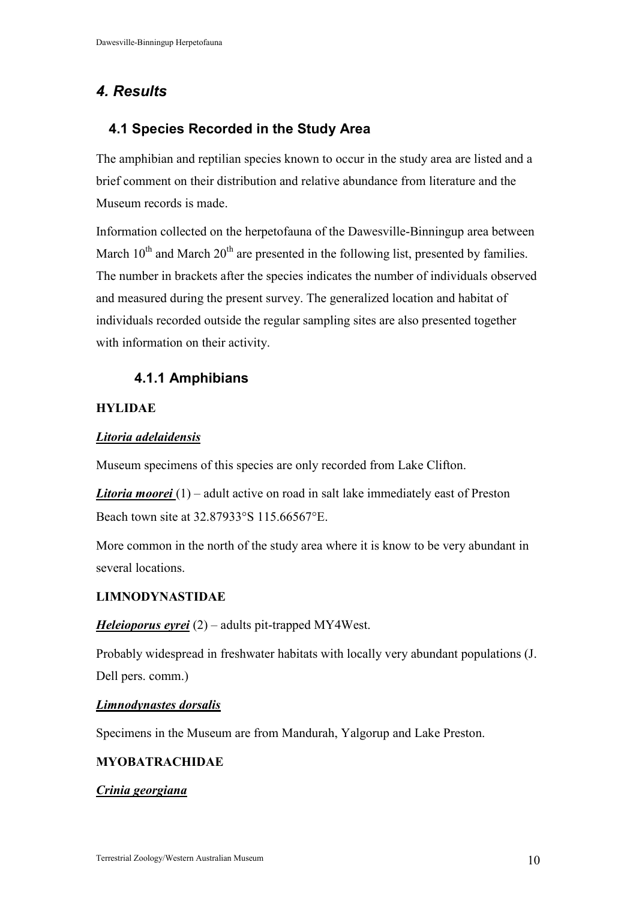# *4. Results*

## 4.1 Species Recorded in the Study Area

The amphibian and reptilian species known to occur in the study area are listed and a brief comment on their distribution and relative abundance from literature and the Museum records is made.

Information collected on the herpetofauna of the Dawesville-Binningup area between March 10th and March 20th are presented in the following list, presented by families. The number in brackets after the species indicates the number of individuals observed and measured during the present survey. The generalized location and habitat of individuals recorded outside the regular sampling sites are also presented together with information on their activity.

### 4.1.1 Amphibians

**HYLIDAE**

***Litoria adelaidensis***

Museum specimens of this species are only recorded from Lake Clifton.

***Litoria moorei*** (1) – adult active on road in salt lake immediately east of Preston Beach town site at 32.87933°S 115.66567°E.

More common in the north of the study area where it is know to be very abundant in several locations.

**LIMNODYNASTIDAE**

***Heleioporus eyrei*** (2) – adults pit-trapped MY4West.

Probably widespread in freshwater habitats with locally very abundant populations (J. Dell pers. comm.)

***Limnodynastes dorsalis***

Specimens in the Museum are from Mandurah, Yalgorup and Lake Preston.

**MYOBATRACHIDAE**

***Crinia georgiana***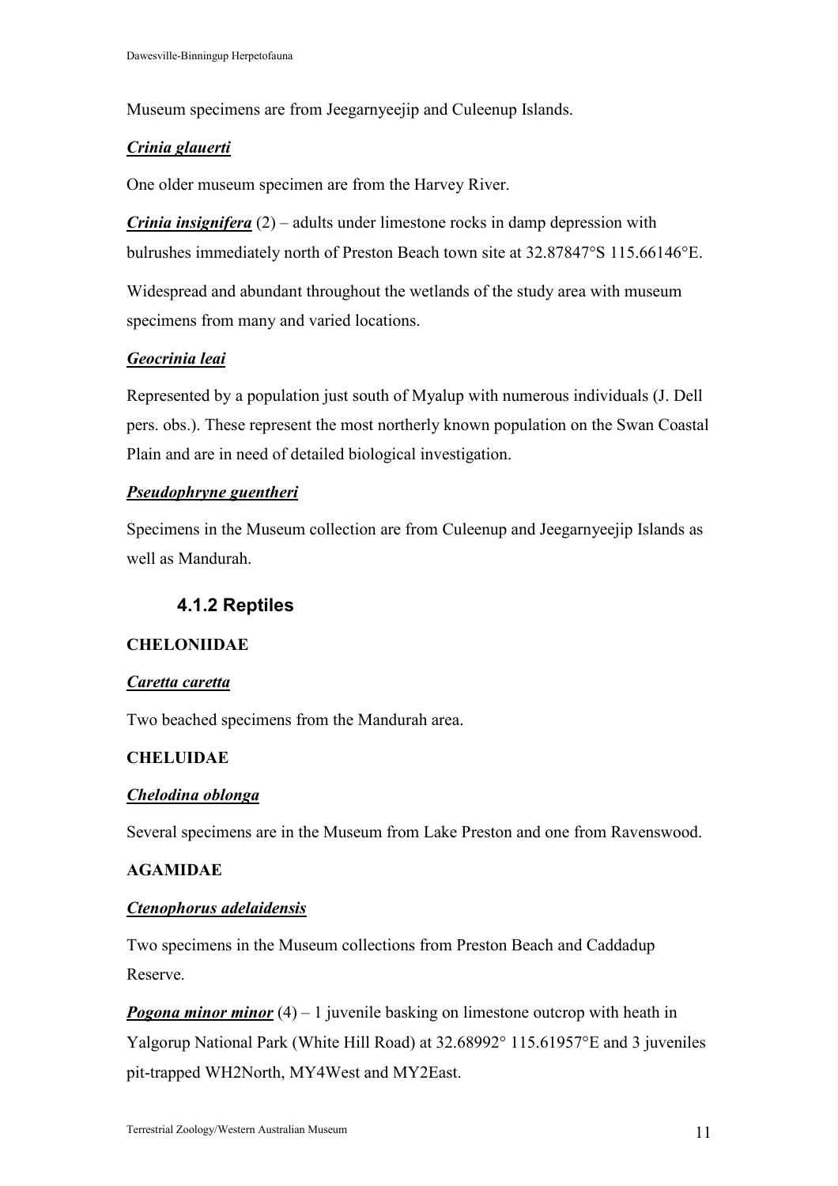Museum specimens are from Jeegarnyeejip and Culeenup Islands.

***Crinia glauerti***

One older museum specimen are from the Harvey River.

***Crinia insignifera*** (2) – adults under limestone rocks in damp depression with bulrushes immediately north of Preston Beach town site at 32.87847°S 115.66146°E.

Widespread and abundant throughout the wetlands of the study area with museum specimens from many and varied locations.

***Geocrinia leai***

Represented by a population just south of Myalup with numerous individuals (J. Dell pers. obs.). These represent the most northerly known population on the Swan Coastal Plain and are in need of detailed biological investigation.

***Pseudophryne guentheri***

Specimens in the Museum collection are from Culeenup and Jeegarnyeejip Islands as well as Mandurah.

### 4.1.2 Reptiles

**CHELONIIDAE**

***Caretta caretta***

Two beached specimens from the Mandurah area.

**CHELUIDAE**

***Chelodina oblonga***

Several specimens are in the Museum from Lake Preston and one from Ravenswood.

**AGAMIDAE**

***Ctenophorus adelaidensis***

Two specimens in the Museum collections from Preston Beach and Caddadup Reserve.

***Pogona minor minor*** (4) – 1 juvenile basking on limestone outcrop with heath in Yalgorup National Park (White Hill Road) at 32.68992° 115.61957°E and 3 juveniles pit-trapped WH2North, MY4West and MY2East.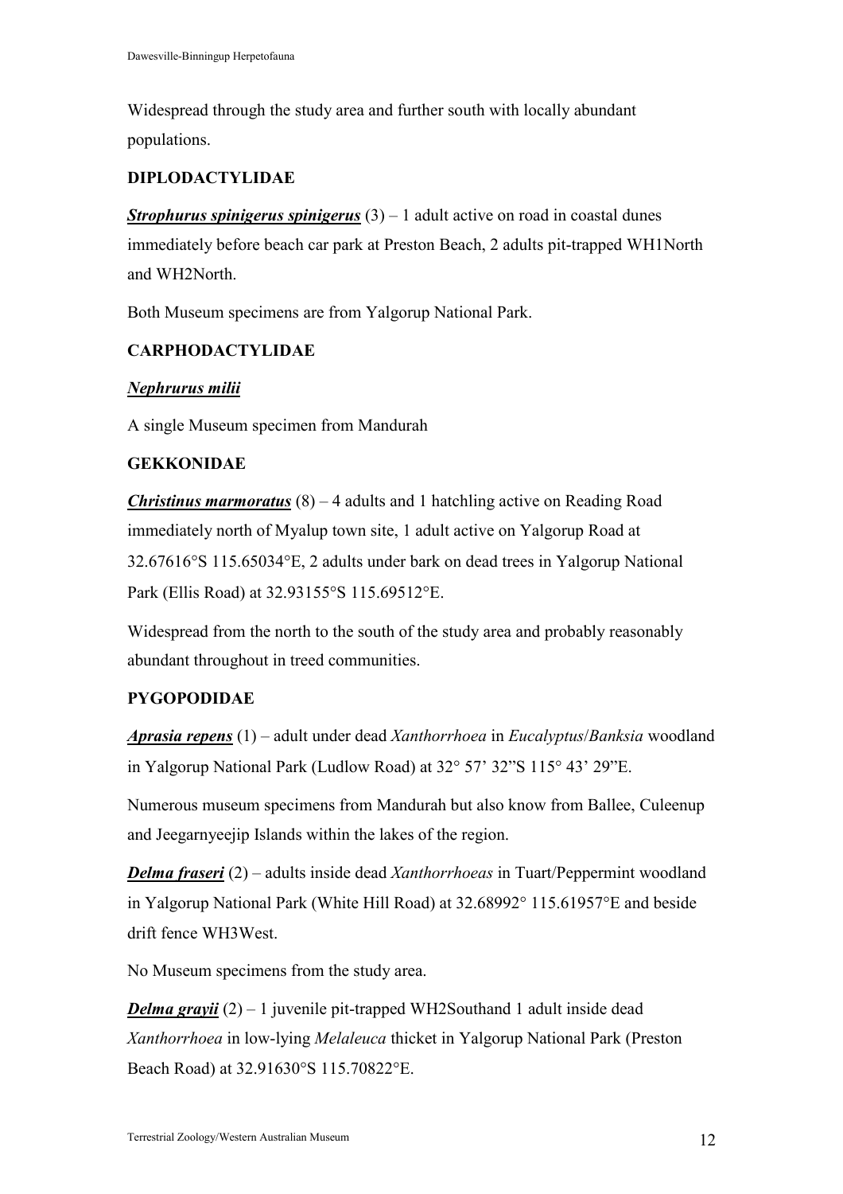Widespread through the study area and further south with locally abundant populations.

## DIPLODACTYLIDAE

***Strophurus spinigerus spinigerus*** (3) – 1 adult active on road in coastal dunes immediately before beach car park at Preston Beach, 2 adults pit-trapped WH1North and WH2North.

Both Museum specimens are from Yalgorup National Park.

## CARPHODACTYLIDAE

***Nephrurus milii***

A single Museum specimen from Mandurah

## GEKKONIDAE

***Christinus marmoratus*** (8) – 4 adults and 1 hatchling active on Reading Road immediately north of Myalup town site, 1 adult active on Yalgorup Road at 32.67616°S 115.65034°E, 2 adults under bark on dead trees in Yalgorup National Park (Ellis Road) at 32.93155°S 115.69512°E.

Widespread from the north to the south of the study area and probably reasonably abundant throughout in treed communities.

## PYGOPODIDAE

***Aprasia repens*** (1) – adult under dead *Xanthorrhoea* in *Eucalyptus*/*Banksia* woodland in Yalgorup National Park (Ludlow Road) at 32° 57' 32"S 115° 43' 29"E.

Numerous museum specimens from Mandurah but also know from Ballee, Culeenup and Jeegarnyeejip Islands within the lakes of the region.

***Delma fraseri*** (2) – adults inside dead *Xanthorrhoeas* in Tuart/Peppermint woodland in Yalgorup National Park (White Hill Road) at 32.68992° 115.61957°E and beside drift fence WH3West.

No Museum specimens from the study area.

***Delma grayii*** (2) – 1 juvenile pit-trapped WH2Southand 1 adult inside dead *Xanthorrhoea* in low-lying *Melaleuca* thicket in Yalgorup National Park (Preston Beach Road) at 32.91630°S 115.70822°E.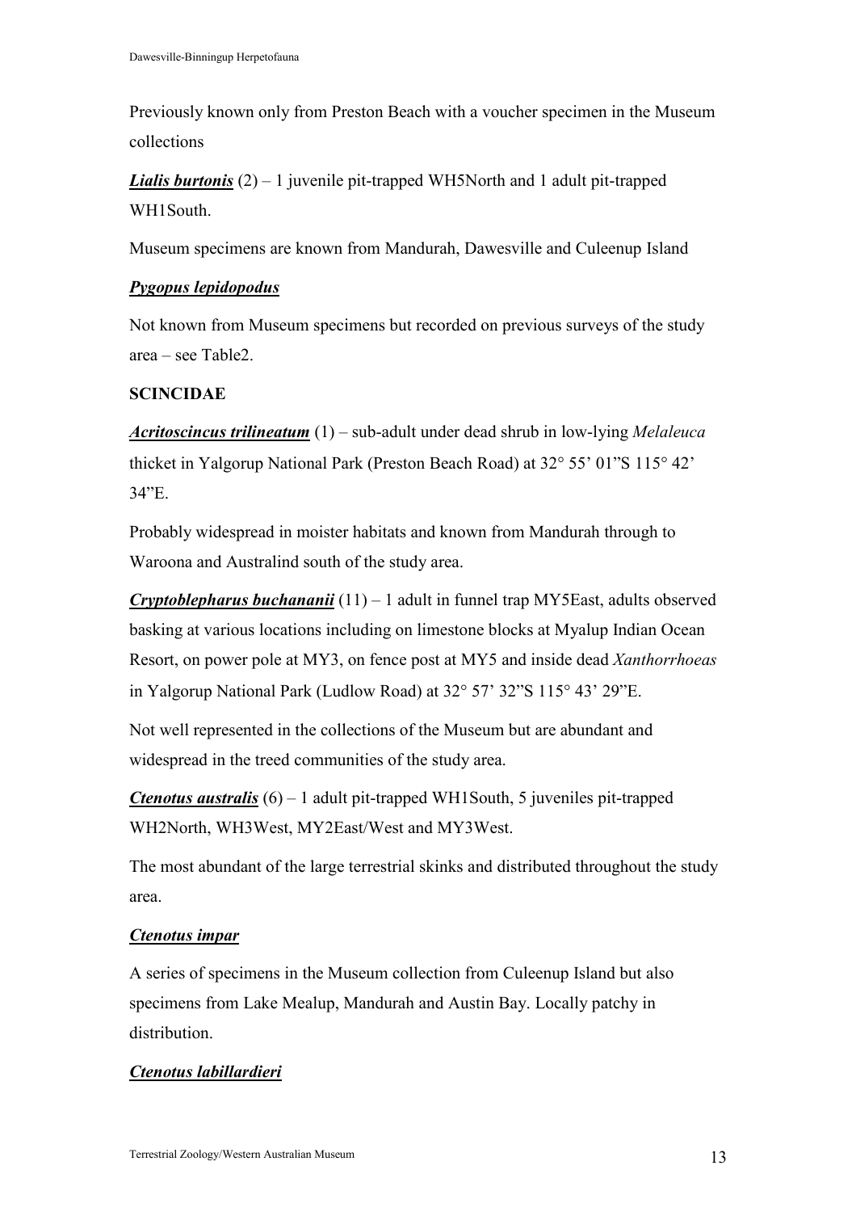Previously known only from Preston Beach with a voucher specimen in the Museum collections

***Lialis burtonis*** (2) – 1 juvenile pit-trapped WH5North and 1 adult pit-trapped WH1South.

Museum specimens are known from Mandurah, Dawesville and Culeenup Island

***Pygopus lepidopodus***

Not known from Museum specimens but recorded on previous surveys of the study area – see Table2.

**SCINCIDAE**

***Acritoscincus trilineatum*** (1) – sub-adult under dead shrub in low-lying *Melaleuca* thicket in Yalgorup National Park (Preston Beach Road) at 32° 55' 01"S 115° 42' 34"E.

Probably widespread in moister habitats and known from Mandurah through to Waroona and Australind south of the study area.

***Cryptoblepharus buchananii*** (11) – 1 adult in funnel trap MY5East, adults observed basking at various locations including on limestone blocks at Myalup Indian Ocean Resort, on power pole at MY3, on fence post at MY5 and inside dead *Xanthorrhoeas* in Yalgorup National Park (Ludlow Road) at 32° 57' 32"S 115° 43' 29"E.

Not well represented in the collections of the Museum but are abundant and widespread in the treed communities of the study area.

***Ctenotus australis*** (6) – 1 adult pit-trapped WH1South, 5 juveniles pit-trapped WH2North, WH3West, MY2East/West and MY3West.

The most abundant of the large terrestrial skinks and distributed throughout the study area.

***Ctenotus impar***

A series of specimens in the Museum collection from Culeenup Island but also specimens from Lake Mealup, Mandurah and Austin Bay. Locally patchy in distribution.

***Ctenotus labillardieri***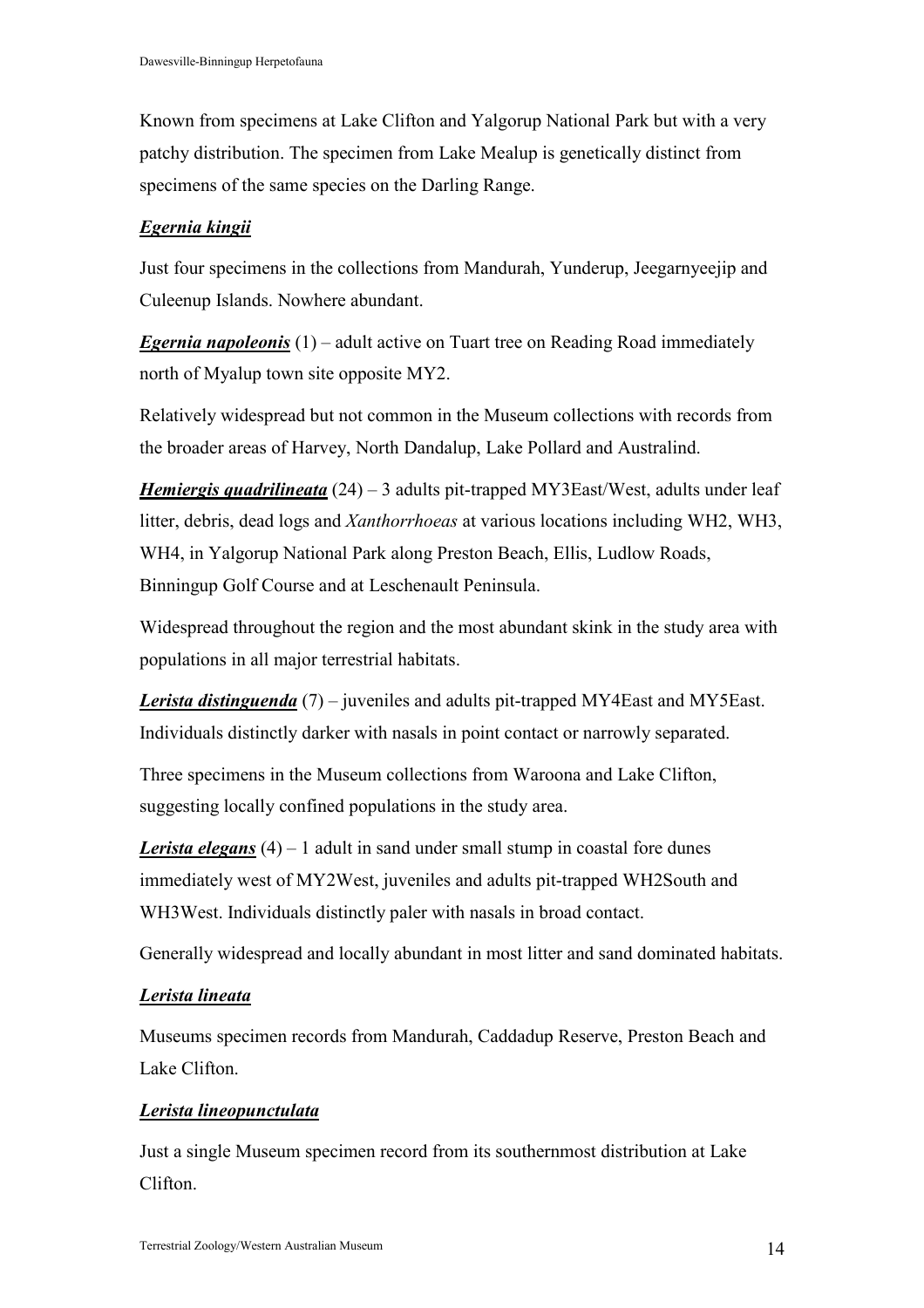Known from specimens at Lake Clifton and Yalgorup National Park but with a very patchy distribution. The specimen from Lake Mealup is genetically distinct from specimens of the same species on the Darling Range.

***Egernia kingii***

Just four specimens in the collections from Mandurah, Yunderup, Jeegarnyeejip and Culeenup Islands. Nowhere abundant.

***Egernia napoleonis*** (1) – adult active on Tuart tree on Reading Road immediately north of Myalup town site opposite MY2.

Relatively widespread but not common in the Museum collections with records from the broader areas of Harvey, North Dandalup, Lake Pollard and Australind.

***Hemiergis quadrilineata*** (24) – 3 adults pit-trapped MY3East/West, adults under leaf litter, debris, dead logs and *Xanthorrhoeas* at various locations including WH2, WH3, WH4, in Yalgorup National Park along Preston Beach, Ellis, Ludlow Roads, Binningup Golf Course and at Leschenault Peninsula.

Widespread throughout the region and the most abundant skink in the study area with populations in all major terrestrial habitats.

***Lerista distinguenda*** (7) – juveniles and adults pit-trapped MY4East and MY5East. Individuals distinctly darker with nasals in point contact or narrowly separated.

Three specimens in the Museum collections from Waroona and Lake Clifton, suggesting locally confined populations in the study area.

***Lerista elegans*** (4) – 1 adult in sand under small stump in coastal fore dunes immediately west of MY2West, juveniles and adults pit-trapped WH2South and WH3West. Individuals distinctly paler with nasals in broad contact.

Generally widespread and locally abundant in most litter and sand dominated habitats.

***Lerista lineata***

Museums specimen records from Mandurah, Caddadup Reserve, Preston Beach and Lake Clifton.

***Lerista lineopunctulata***

Just a single Museum specimen record from its southernmost distribution at Lake Clifton.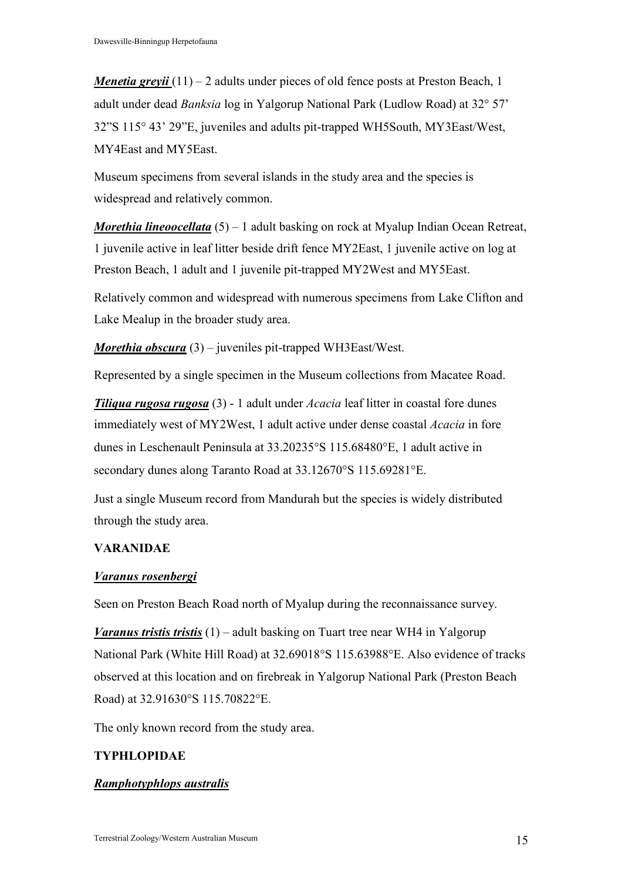***Menetia greyii*** (11) – 2 adults under pieces of old fence posts at Preston Beach, 1 adult under dead *Banksia* log in Yalgorup National Park (Ludlow Road) at 32° 57' 32"S 115° 43' 29"E, juveniles and adults pit-trapped WH5South, MY3East/West, MY4East and MY5East.

Museum specimens from several islands in the study area and the species is widespread and relatively common.

***Morethia lineoocellata*** (5) – 1 adult basking on rock at Myalup Indian Ocean Retreat, 1 juvenile active in leaf litter beside drift fence MY2East, 1 juvenile active on log at Preston Beach, 1 adult and 1 juvenile pit-trapped MY2West and MY5East.

Relatively common and widespread with numerous specimens from Lake Clifton and Lake Mealup in the broader study area.

***Morethia obscura*** (3) – juveniles pit-trapped WH3East/West.

Represented by a single specimen in the Museum collections from Macatee Road.

***Tiliqua rugosa rugosa*** (3) - 1 adult under *Acacia* leaf litter in coastal fore dunes immediately west of MY2West, 1 adult active under dense coastal *Acacia* in fore dunes in Leschenault Peninsula at 33.20235°S 115.68480°E, 1 adult active in secondary dunes along Taranto Road at 33.12670°S 115.69281°E.

Just a single Museum record from Mandurah but the species is widely distributed through the study area.

**VARANIDAE**

***Varanus rosenbergi***

Seen on Preston Beach Road north of Myalup during the reconnaissance survey.

***Varanus tristis tristis*** (1) – adult basking on Tuart tree near WH4 in Yalgorup National Park (White Hill Road) at 32.69018°S 115.63988°E. Also evidence of tracks observed at this location and on firebreak in Yalgorup National Park (Preston Beach Road) at 32.91630°S 115.70822°E.

The only known record from the study area.

**TYPHLOPIDAE**

***Ramphotyphlops australis***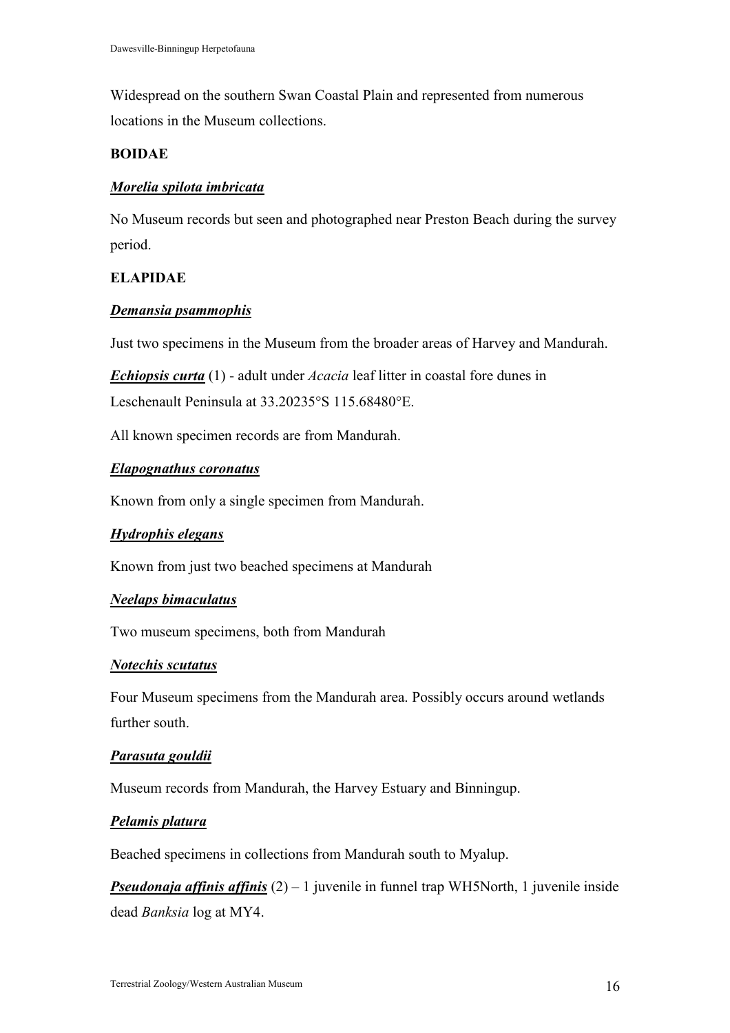Widespread on the southern Swan Coastal Plain and represented from numerous locations in the Museum collections.

**BOIDAE**

***Morelia spilota imbricata***

No Museum records but seen and photographed near Preston Beach during the survey period.

**ELAPIDAE**

***Demansia psammophis***

Just two specimens in the Museum from the broader areas of Harvey and Mandurah.

***Echiopsis curta*** (1) - adult under *Acacia* leaf litter in coastal fore dunes in Leschenault Peninsula at 33.20235°S 115.68480°E.

All known specimen records are from Mandurah.

***Elapognathus coronatus***

Known from only a single specimen from Mandurah.

***Hydrophis elegans***

Known from just two beached specimens at Mandurah

***Neelaps bimaculatus***

Two museum specimens, both from Mandurah

***Notechis scutatus***

Four Museum specimens from the Mandurah area. Possibly occurs around wetlands further south.

***Parasuta gouldii***

Museum records from Mandurah, the Harvey Estuary and Binningup.

***Pelamis platura***

Beached specimens in collections from Mandurah south to Myalup.

***Pseudonaja affinis affinis*** (2) – 1 juvenile in funnel trap WH5North, 1 juvenile inside dead *Banksia* log at MY4.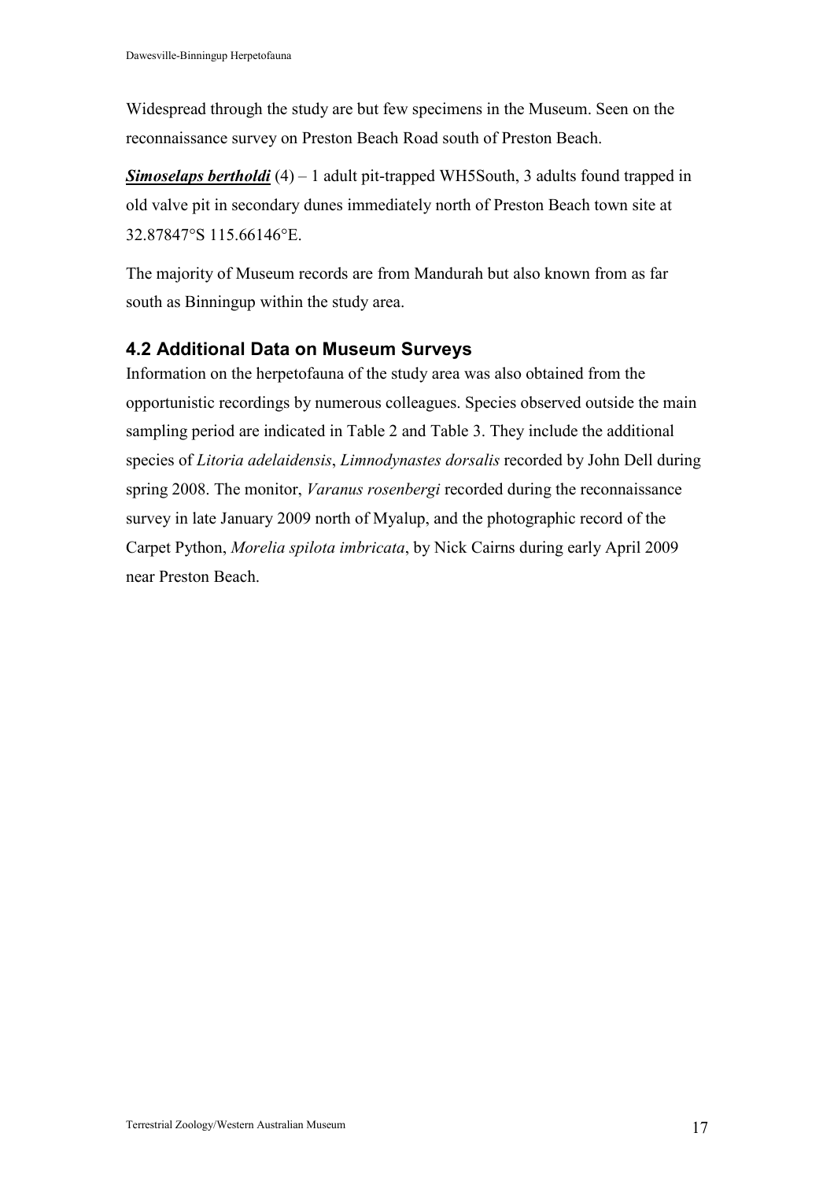Widespread through the study are but few specimens in the Museum. Seen on the reconnaissance survey on Preston Beach Road south of Preston Beach.

***Simoselaps bertholdi*** (4) – 1 adult pit-trapped WH5South, 3 adults found trapped in old valve pit in secondary dunes immediately north of Preston Beach town site at 32.87847°S 115.66146°E.

The majority of Museum records are from Mandurah but also known from as far south as Binningup within the study area.

### 4.2 Additional Data on Museum Surveys

Information on the herpetofauna of the study area was also obtained from the opportunistic recordings by numerous colleagues. Species observed outside the main sampling period are indicated in Table 2 and Table 3. They include the additional species of *Litoria adelaidensis*, *Limnodynastes dorsalis* recorded by John Dell during spring 2008. The monitor, *Varanus rosenbergi* recorded during the reconnaissance survey in late January 2009 north of Myalup, and the photographic record of the Carpet Python, *Morelia spilota imbricata*, by Nick Cairns during early April 2009 near Preston Beach.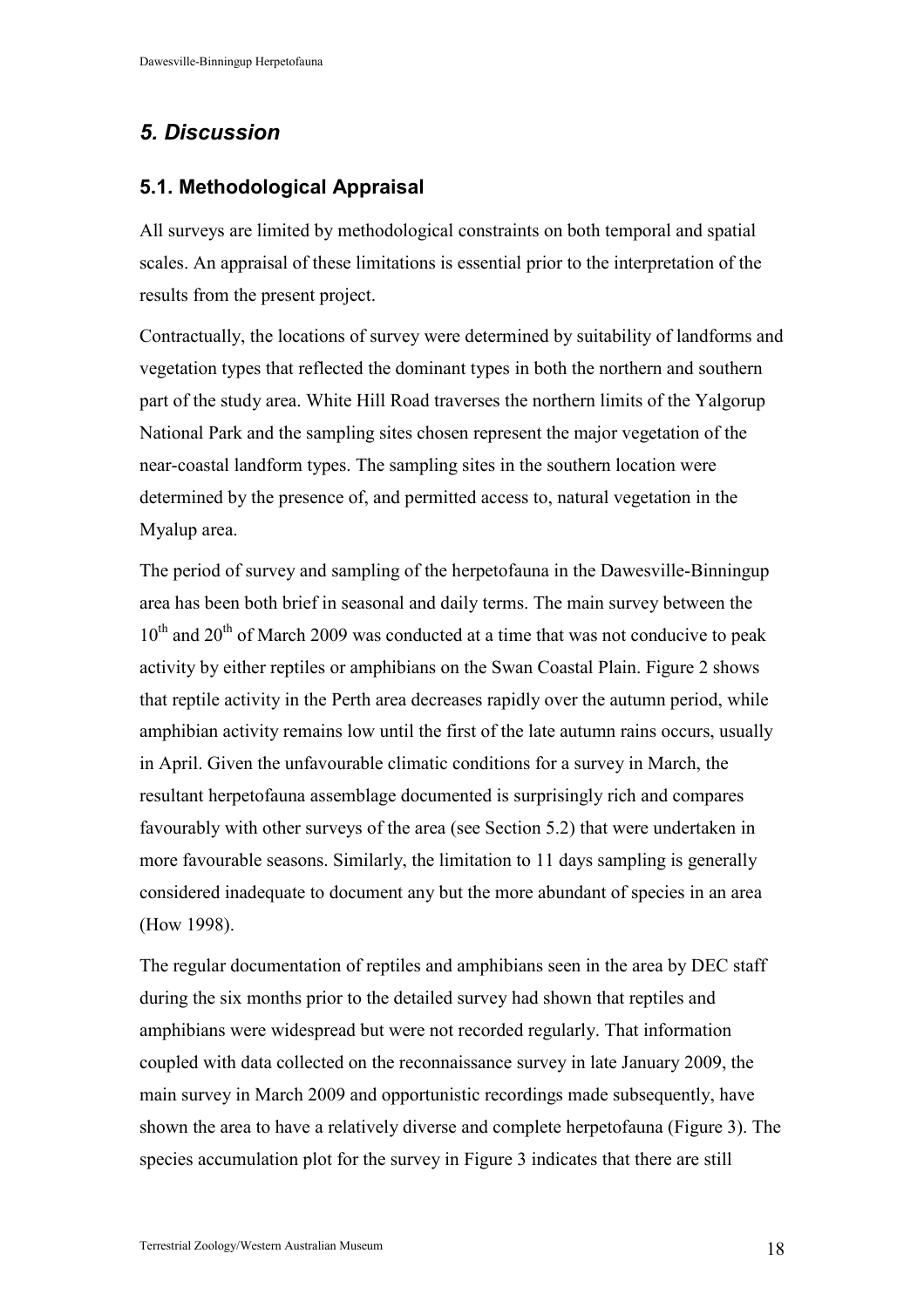# *5. Discussion*

## 5.1. Methodological Appraisal

All surveys are limited by methodological constraints on both temporal and spatial scales. An appraisal of these limitations is essential prior to the interpretation of the results from the present project.

Contractually, the locations of survey were determined by suitability of landforms and vegetation types that reflected the dominant types in both the northern and southern part of the study area. White Hill Road traverses the northern limits of the Yalgorup National Park and the sampling sites chosen represent the major vegetation of the near-coastal landform types. The sampling sites in the southern location were determined by the presence of, and permitted access to, natural vegetation in the Myalup area.

The period of survey and sampling of the herpetofauna in the Dawesville-Binningup area has been both brief in seasonal and daily terms. The main survey between the 10th and 20th of March 2009 was conducted at a time that was not conducive to peak activity by either reptiles or amphibians on the Swan Coastal Plain. Figure 2 shows that reptile activity in the Perth area decreases rapidly over the autumn period, while amphibian activity remains low until the first of the late autumn rains occurs, usually in April. Given the unfavourable climatic conditions for a survey in March, the resultant herpetofauna assemblage documented is surprisingly rich and compares favourably with other surveys of the area (see Section 5.2) that were undertaken in more favourable seasons. Similarly, the limitation to 11 days sampling is generally considered inadequate to document any but the more abundant of species in an area (How 1998).

The regular documentation of reptiles and amphibians seen in the area by DEC staff during the six months prior to the detailed survey had shown that reptiles and amphibians were widespread but were not recorded regularly. That information coupled with data collected on the reconnaissance survey in late January 2009, the main survey in March 2009 and opportunistic recordings made subsequently, have shown the area to have a relatively diverse and complete herpetofauna (Figure 3). The species accumulation plot for the survey in Figure 3 indicates that there are still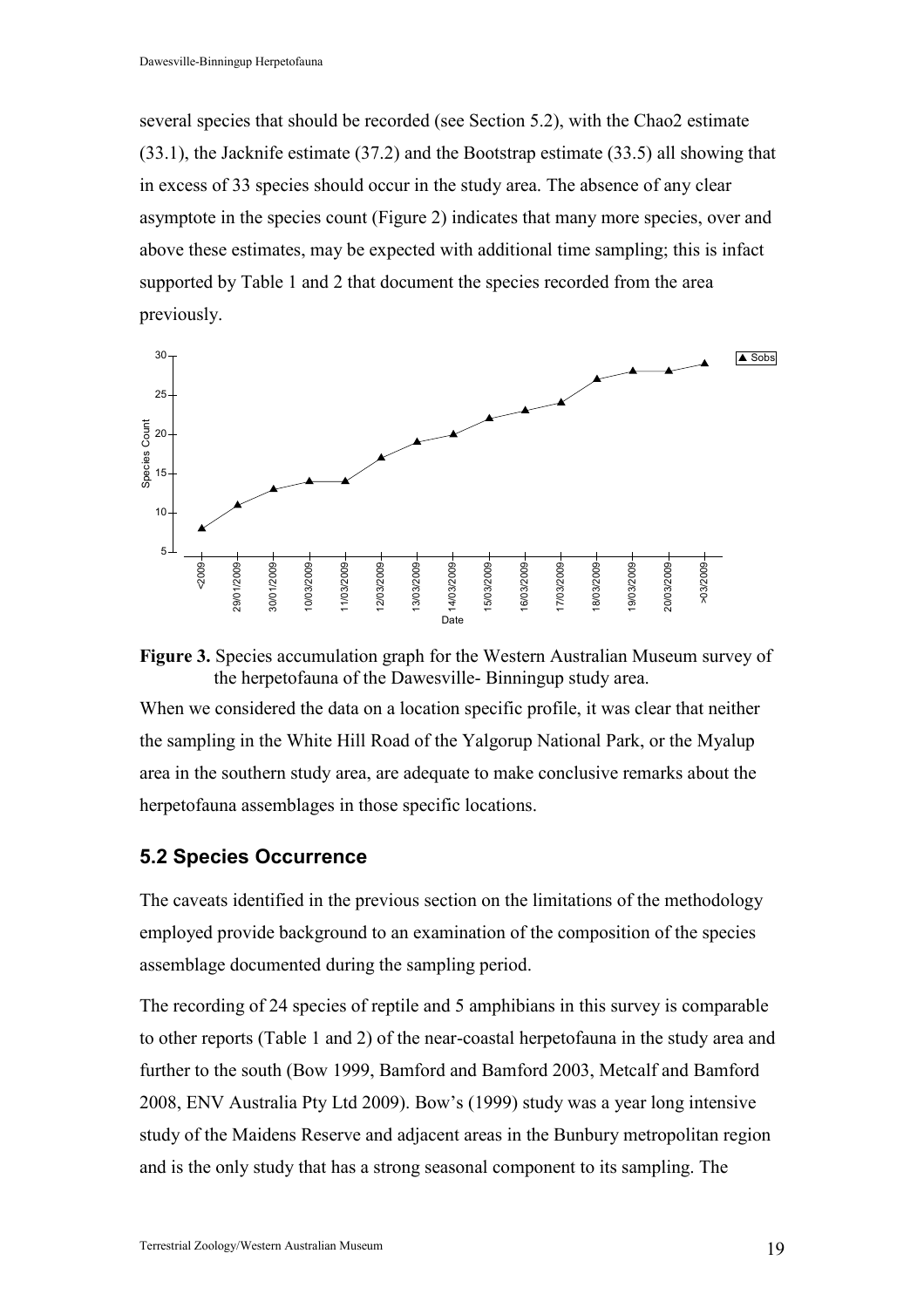several species that should be recorded (see Section 5.2), with the Chao2 estimate (33.1), the Jacknife estimate (37.2) and the Bootstrap estimate (33.5) all showing that in excess of 33 species should occur in the study area. The absence of any clear asymptote in the species count (Figure 2) indicates that many more species, over and above these estimates, may be expected with additional time sampling; this is infact supported by Table 1 and 2 that document the species recorded from the area previously.

**Figure 3.** Species accumulation graph for the Western Australian Museum survey of the herpetofauna of the Dawesville- Binningup study area.

When we considered the data on a location specific profile, it was clear that neither the sampling in the White Hill Road of the Yalgorup National Park, or the Myalup area in the southern study area, are adequate to make conclusive remarks about the herpetofauna assemblages in those specific locations.

## 5.2 Species Occurrence

The caveats identified in the previous section on the limitations of the methodology employed provide background to an examination of the composition of the species assemblage documented during the sampling period.

The recording of 24 species of reptile and 5 amphibians in this survey is comparable to other reports (Table 1 and 2) of the near-coastal herpetofauna in the study area and further to the south (Bow 1999, Bamford and Bamford 2003, Metcalf and Bamford 2008, ENV Australia Pty Ltd 2009). Bow's (1999) study was a year long intensive study of the Maidens Reserve and adjacent areas in the Bunbury metropolitan region and is the only study that has a strong seasonal component to its sampling. The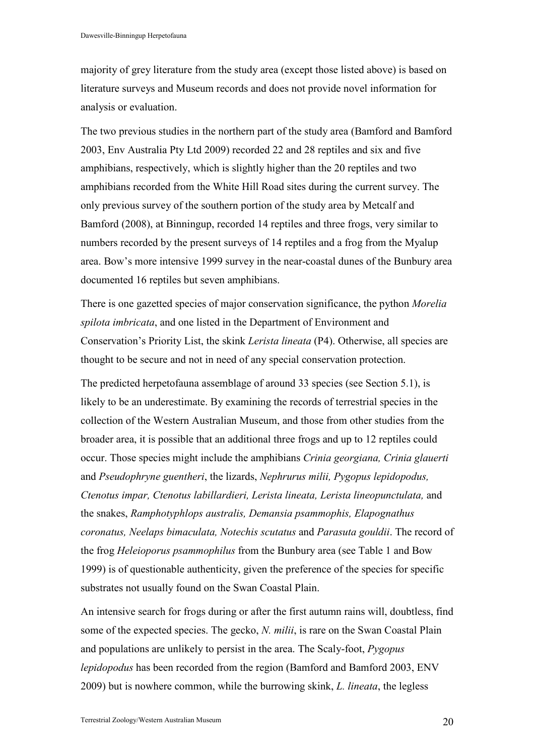majority of grey literature from the study area (except those listed above) is based on literature surveys and Museum records and does not provide novel information for analysis or evaluation.

The two previous studies in the northern part of the study area (Bamford and Bamford 2003, Env Australia Pty Ltd 2009) recorded 22 and 28 reptiles and six and five amphibians, respectively, which is slightly higher than the 20 reptiles and two amphibians recorded from the White Hill Road sites during the current survey. The only previous survey of the southern portion of the study area by Metcalf and Bamford (2008), at Binningup, recorded 14 reptiles and three frogs, very similar to numbers recorded by the present surveys of 14 reptiles and a frog from the Myalup area. Bow's more intensive 1999 survey in the near-coastal dunes of the Bunbury area documented 16 reptiles but seven amphibians.

There is one gazetted species of major conservation significance, the python *Morelia spilota imbricata*, and one listed in the Department of Environment and Conservation's Priority List, the skink *Lerista lineata* (P4). Otherwise, all species are thought to be secure and not in need of any special conservation protection.

The predicted herpetofauna assemblage of around 33 species (see Section 5.1), is likely to be an underestimate. By examining the records of terrestrial species in the collection of the Western Australian Museum, and those from other studies from the broader area, it is possible that an additional three frogs and up to 12 reptiles could occur. Those species might include the amphibians *Crinia georgiana, Crinia glauerti* and *Pseudophryne guentheri*, the lizards, *Nephrurus milii, Pygopus lepidopodus, Ctenotus impar, Ctenotus labillardieri, Lerista lineata, Lerista lineopunctulata,* and the snakes, *Ramphotyphlops australis, Demansia psammophis, Elapognathus coronatus, Neelaps bimaculata, Notechis scutatus* and *Parasuta gouldii*. The record of the frog *Heleioporus psammophilus* from the Bunbury area (see Table 1 and Bow 1999) is of questionable authenticity, given the preference of the species for specific substrates not usually found on the Swan Coastal Plain.

An intensive search for frogs during or after the first autumn rains will, doubtless, find some of the expected species. The gecko, *N. milii*, is rare on the Swan Coastal Plain and populations are unlikely to persist in the area. The Scaly-foot, *Pygopus lepidopodus* has been recorded from the region (Bamford and Bamford 2003, ENV 2009) but is nowhere common, while the burrowing skink, *L. lineata*, the legless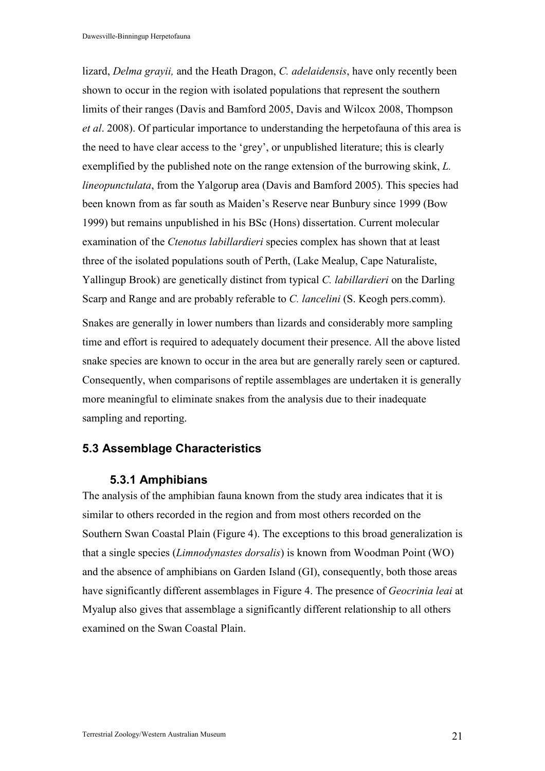lizard, *Delma grayii,* and the Heath Dragon, *C. adelaidensis*, have only recently been shown to occur in the region with isolated populations that represent the southern limits of their ranges (Davis and Bamford 2005, Davis and Wilcox 2008, Thompson *et al*. 2008). Of particular importance to understanding the herpetofauna of this area is the need to have clear access to the 'grey', or unpublished literature; this is clearly exemplified by the published note on the range extension of the burrowing skink, *L. lineopunctulata*, from the Yalgorup area (Davis and Bamford 2005). This species had been known from as far south as Maiden's Reserve near Bunbury since 1999 (Bow 1999) but remains unpublished in his BSc (Hons) dissertation. Current molecular examination of the *Ctenotus labillardieri* species complex has shown that at least three of the isolated populations south of Perth, (Lake Mealup, Cape Naturaliste, Yallingup Brook) are genetically distinct from typical *C. labillardieri* on the Darling Scarp and Range and are probably referable to *C. lancelini* (S. Keogh pers.comm).

Snakes are generally in lower numbers than lizards and considerably more sampling time and effort is required to adequately document their presence. All the above listed snake species are known to occur in the area but are generally rarely seen or captured. Consequently, when comparisons of reptile assemblages are undertaken it is generally more meaningful to eliminate snakes from the analysis due to their inadequate sampling and reporting.

## 5.3 Assemblage Characteristics

### 5.3.1 Amphibians

The analysis of the amphibian fauna known from the study area indicates that it is similar to others recorded in the region and from most others recorded on the Southern Swan Coastal Plain (Figure 4). The exceptions to this broad generalization is that a single species (*Limnodynastes dorsalis*) is known from Woodman Point (WO) and the absence of amphibians on Garden Island (GI), consequently, both those areas have significantly different assemblages in Figure 4. The presence of *Geocrinia leai* at Myalup also gives that assemblage a significantly different relationship to all others examined on the Swan Coastal Plain.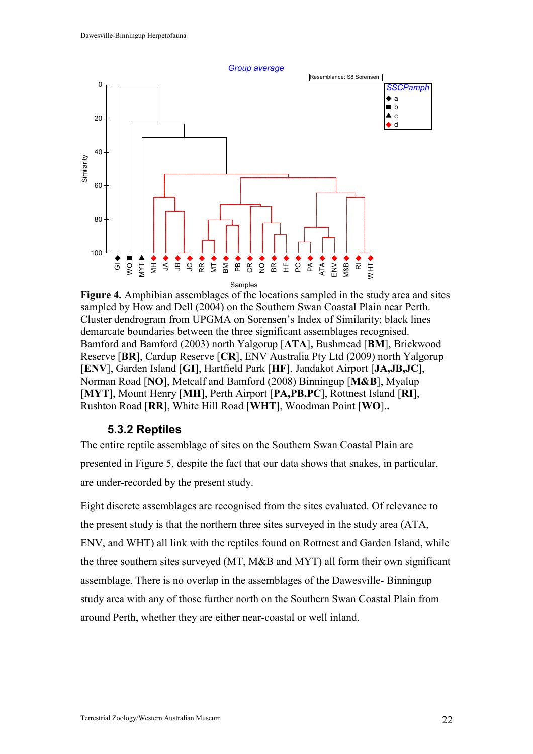**Figure 4.** Amphibian assemblages of the locations sampled in the study area and sites sampled by How and Dell (2004) on the Southern Swan Coastal Plain near Perth. Cluster dendrogram from UPGMA on Sorensen's Index of Similarity; black lines demarcate boundaries between the three significant assemblages recognised. Bamford and Bamford (2003) north Yalgorup [**ATA**], Bushmead [**BM**], Brickwood Reserve [**BR**], Cardup Reserve [**CR**], ENV Australia Pty Ltd (2009) north Yalgorup [**ENV**], Garden Island [**GI**], Hartfield Park [**HF**], Jandakot Airport [**JA,JB,JC**], Norman Road [**NO**], Metcalf and Bamford (2008) Binningup [**M&B**], Myalup [**MYT**], Mount Henry [**MH**], Perth Airport [**PA,PB,PC**], Rottnest Island [**RI**], Rushton Road [**RR**], White Hill Road [**WHT**], Woodman Point [**WO**]..

### 5.3.2 Reptiles

The entire reptile assemblage of sites on the Southern Swan Coastal Plain are presented in Figure 5, despite the fact that our data shows that snakes, in particular, are under-recorded by the present study.

Eight discrete assemblages are recognised from the sites evaluated. Of relevance to the present study is that the northern three sites surveyed in the study area (ATA, ENV, and WHT) all link with the reptiles found on Rottnest and Garden Island, while the three southern sites surveyed (MT, M&B and MYT) all form their own significant assemblage. There is no overlap in the assemblages of the Dawesville- Binningup study area with any of those further north on the Southern Swan Coastal Plain from around Perth, whether they are either near-coastal or well inland.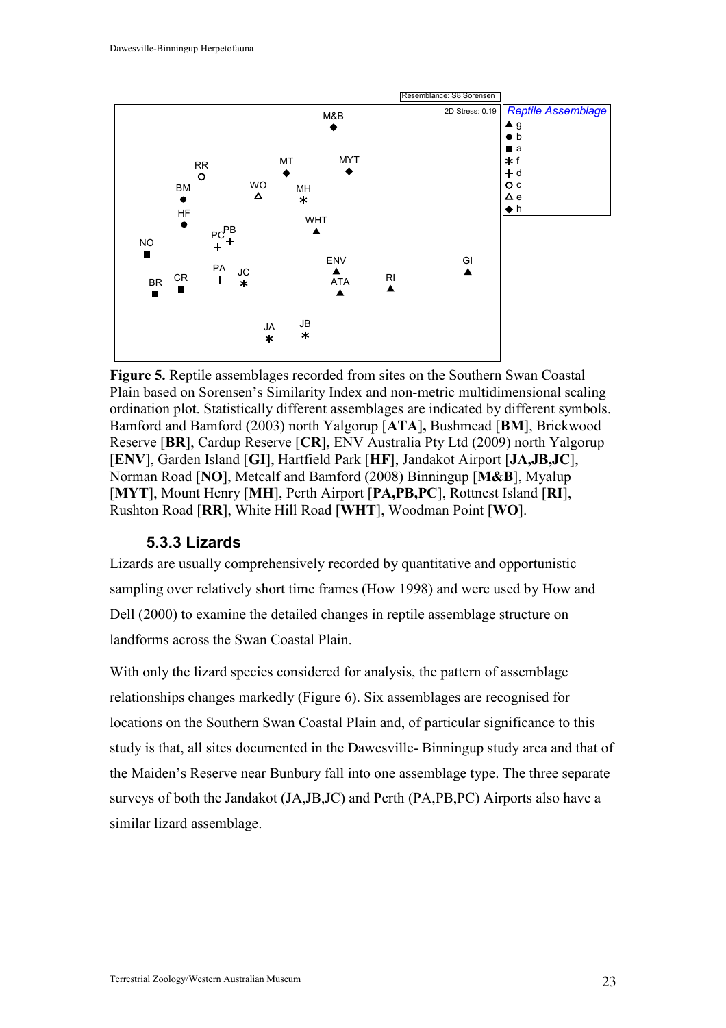**Figure 5.** Reptile assemblages recorded from sites on the Southern Swan Coastal Plain based on Sorensen's Similarity Index and non-metric multidimensional scaling ordination plot. Statistically different assemblages are indicated by different symbols. Bamford and Bamford (2003) north Yalgorup [**ATA**]**,** Bushmead [**BM**], Brickwood Reserve [**BR**], Cardup Reserve [**CR**], ENV Australia Pty Ltd (2009) north Yalgorup [**ENV**], Garden Island [**GI**], Hartfield Park [**HF**], Jandakot Airport [**JA,JB,JC**], Norman Road [**NO**], Metcalf and Bamford (2008) Binningup [**M&B**], Myalup [**MYT**], Mount Henry [**MH**], Perth Airport [**PA,PB,PC**], Rottnest Island [**RI**], Rushton Road [**RR**], White Hill Road [**WHT**], Woodman Point [**WO**].

### 5.3.3 Lizards

Lizards are usually comprehensively recorded by quantitative and opportunistic sampling over relatively short time frames (How 1998) and were used by How and Dell (2000) to examine the detailed changes in reptile assemblage structure on landforms across the Swan Coastal Plain.

With only the lizard species considered for analysis, the pattern of assemblage relationships changes markedly (Figure 6). Six assemblages are recognised for locations on the Southern Swan Coastal Plain and, of particular significance to this study is that, all sites documented in the Dawesville- Binningup study area and that of the Maiden's Reserve near Bunbury fall into one assemblage type. The three separate surveys of both the Jandakot (JA,JB,JC) and Perth (PA,PB,PC) Airports also have a similar lizard assemblage.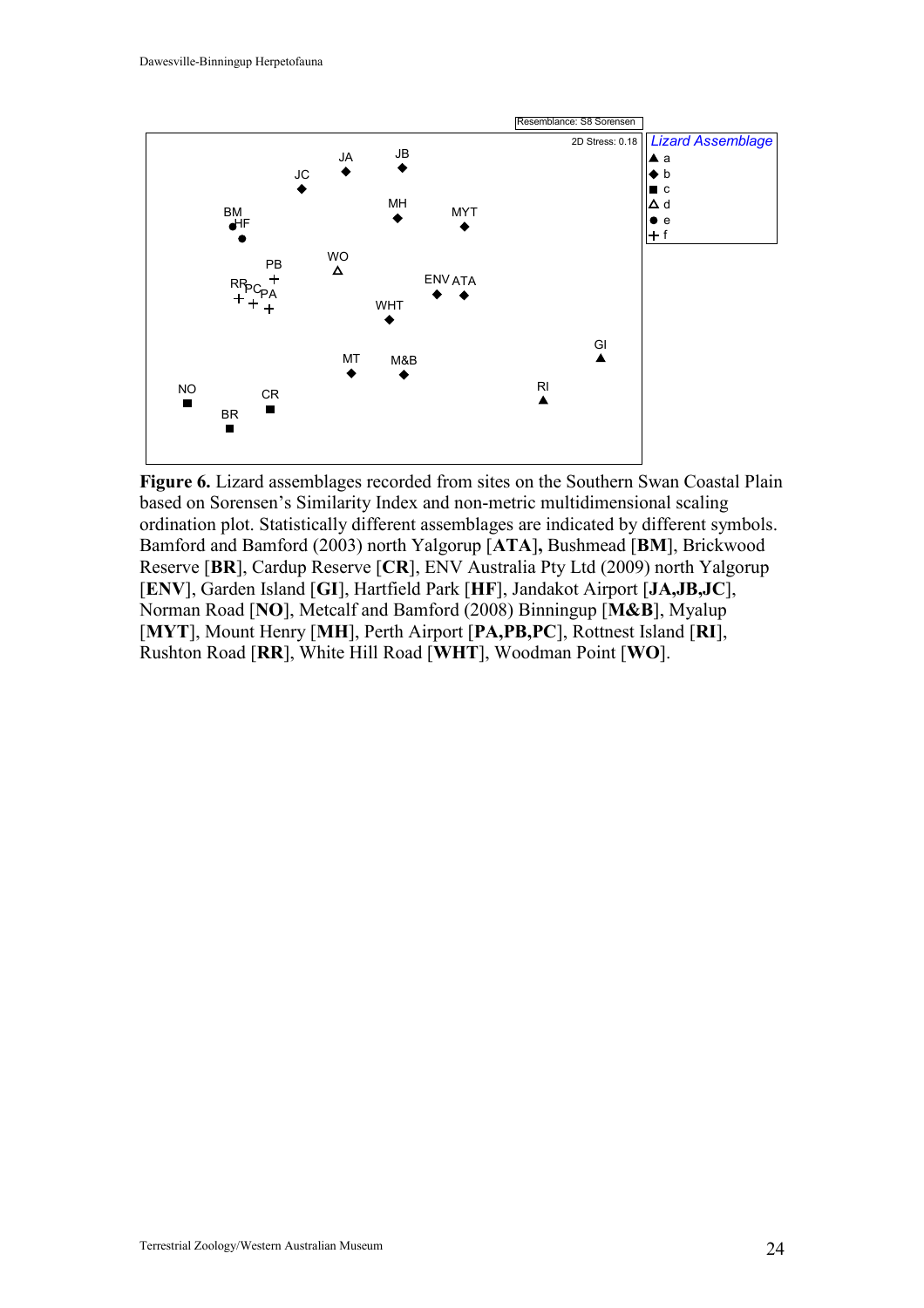**Figure 6.** Lizard assemblages recorded from sites on the Southern Swan Coastal Plain based on Sorensen's Similarity Index and non-metric multidimensional scaling ordination plot. Statistically different assemblages are indicated by different symbols. Bamford and Bamford (2003) north Yalgorup [**ATA**]**,** Bushmead [**BM**], Brickwood Reserve [**BR**], Cardup Reserve [**CR**], ENV Australia Pty Ltd (2009) north Yalgorup [**ENV**], Garden Island [**GI**], Hartfield Park [**HF**], Jandakot Airport [**JA,JB,JC**], Norman Road [**NO**], Metcalf and Bamford (2008) Binningup [**M&B**], Myalup [**MYT**], Mount Henry [**MH**], Perth Airport [**PA,PB,PC**], Rottnest Island [**RI**], Rushton Road [**RR**], White Hill Road [**WHT**], Woodman Point [**WO**].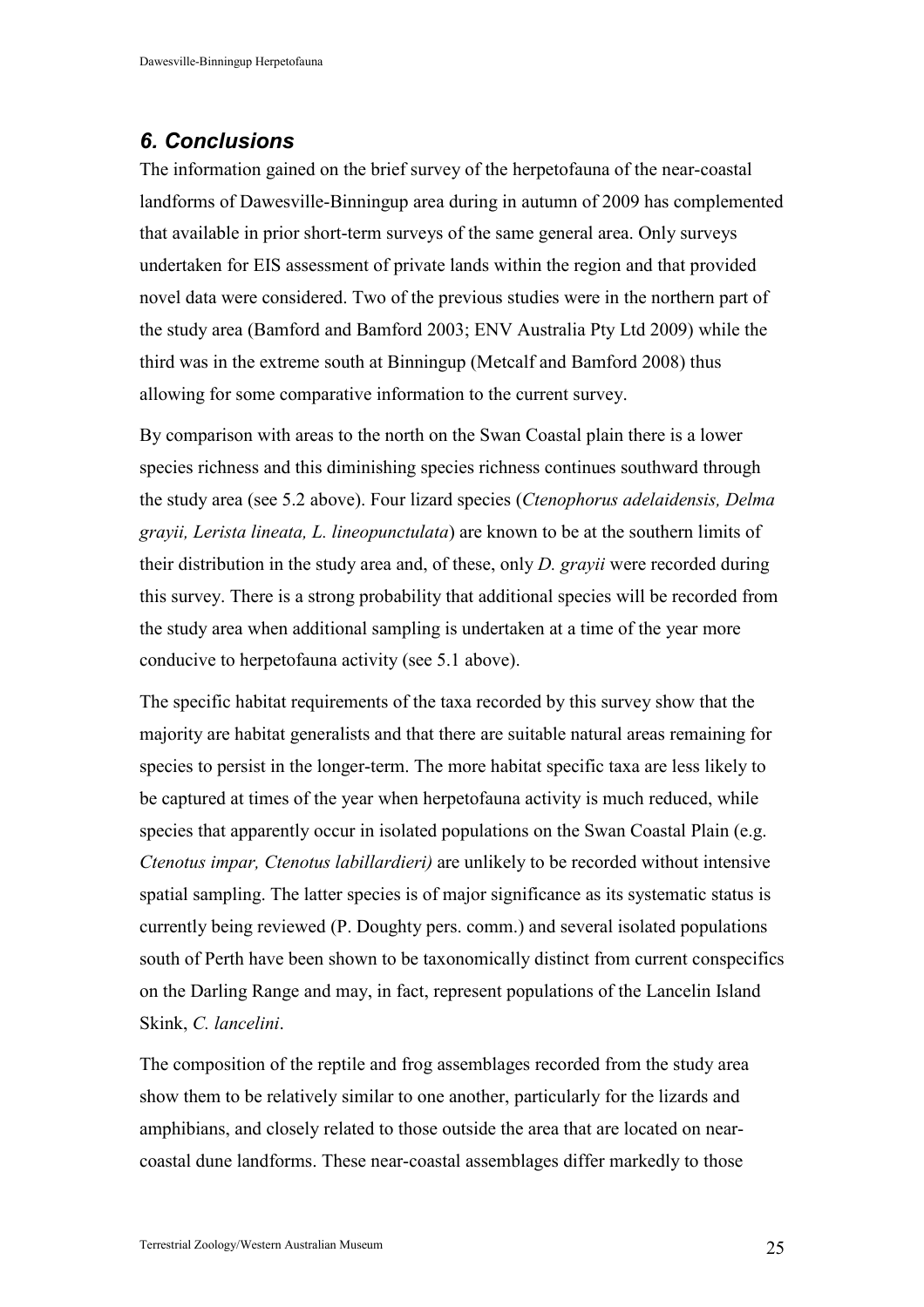## *6. Conclusions*

The information gained on the brief survey of the herpetofauna of the near-coastal landforms of Dawesville-Binningup area during in autumn of 2009 has complemented that available in prior short-term surveys of the same general area. Only surveys undertaken for EIS assessment of private lands within the region and that provided novel data were considered. Two of the previous studies were in the northern part of the study area (Bamford and Bamford 2003; ENV Australia Pty Ltd 2009) while the third was in the extreme south at Binningup (Metcalf and Bamford 2008) thus allowing for some comparative information to the current survey.

By comparison with areas to the north on the Swan Coastal plain there is a lower species richness and this diminishing species richness continues southward through the study area (see 5.2 above). Four lizard species (*Ctenophorus adelaidensis, Delma grayii, Lerista lineata, L. lineopunctulata*) are known to be at the southern limits of their distribution in the study area and, of these, only *D. grayii* were recorded during this survey. There is a strong probability that additional species will be recorded from the study area when additional sampling is undertaken at a time of the year more conducive to herpetofauna activity (see 5.1 above).

The specific habitat requirements of the taxa recorded by this survey show that the majority are habitat generalists and that there are suitable natural areas remaining for species to persist in the longer-term. The more habitat specific taxa are less likely to be captured at times of the year when herpetofauna activity is much reduced, while species that apparently occur in isolated populations on the Swan Coastal Plain (e.g. *Ctenotus impar, Ctenotus labillardieri)* are unlikely to be recorded without intensive spatial sampling. The latter species is of major significance as its systematic status is currently being reviewed (P. Doughty pers. comm.) and several isolated populations south of Perth have been shown to be taxonomically distinct from current conspecifics on the Darling Range and may, in fact, represent populations of the Lancelin Island Skink, *C. lancelini*.

The composition of the reptile and frog assemblages recorded from the study area show them to be relatively similar to one another, particularly for the lizards and amphibians, and closely related to those outside the area that are located on near-coastal dune landforms. These near-coastal assemblages differ markedly to those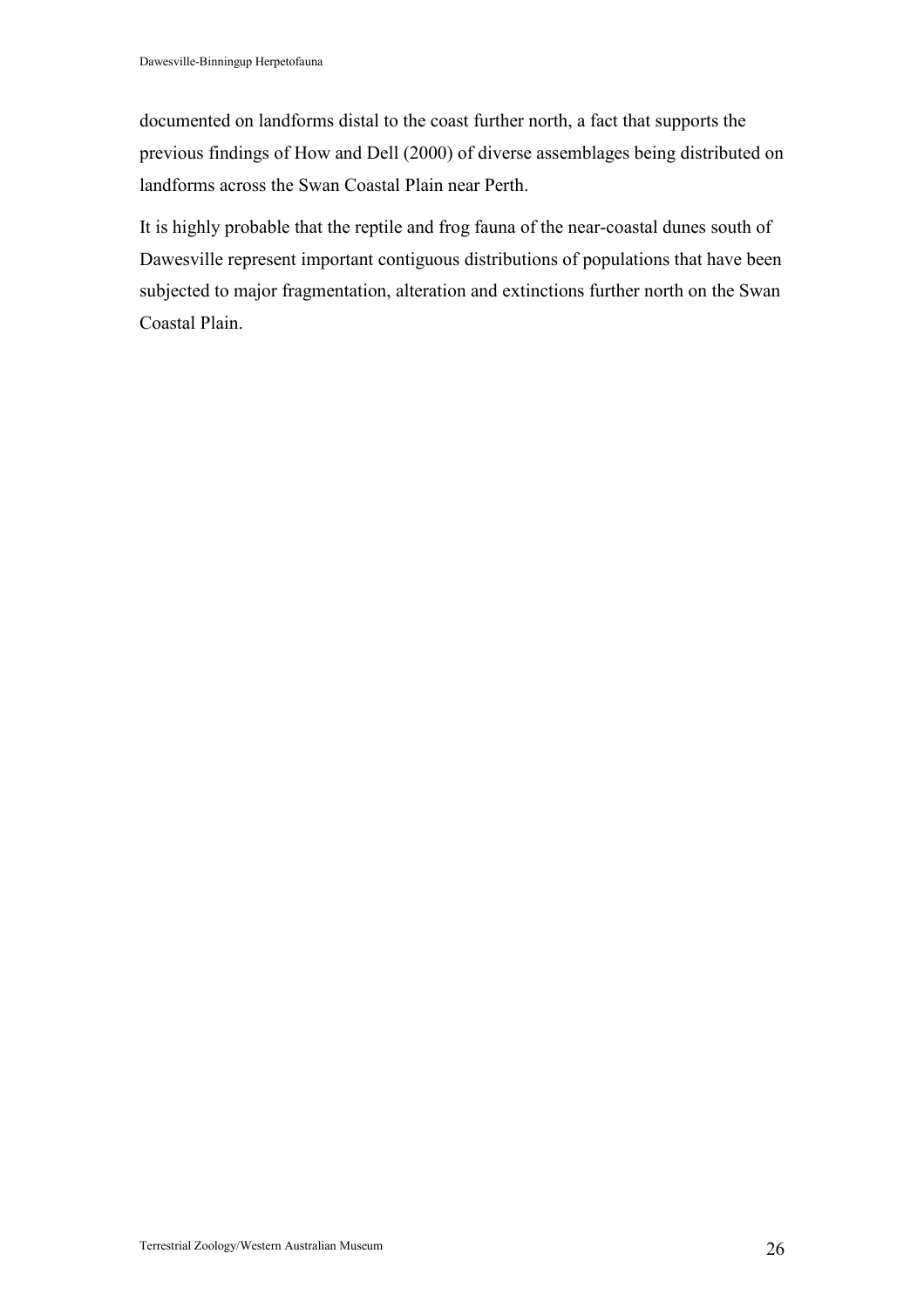documented on landforms distal to the coast further north, a fact that supports the previous findings of How and Dell (2000) of diverse assemblages being distributed on landforms across the Swan Coastal Plain near Perth.

It is highly probable that the reptile and frog fauna of the near-coastal dunes south of Dawesville represent important contiguous distributions of populations that have been subjected to major fragmentation, alteration and extinctions further north on the Swan Coastal Plain.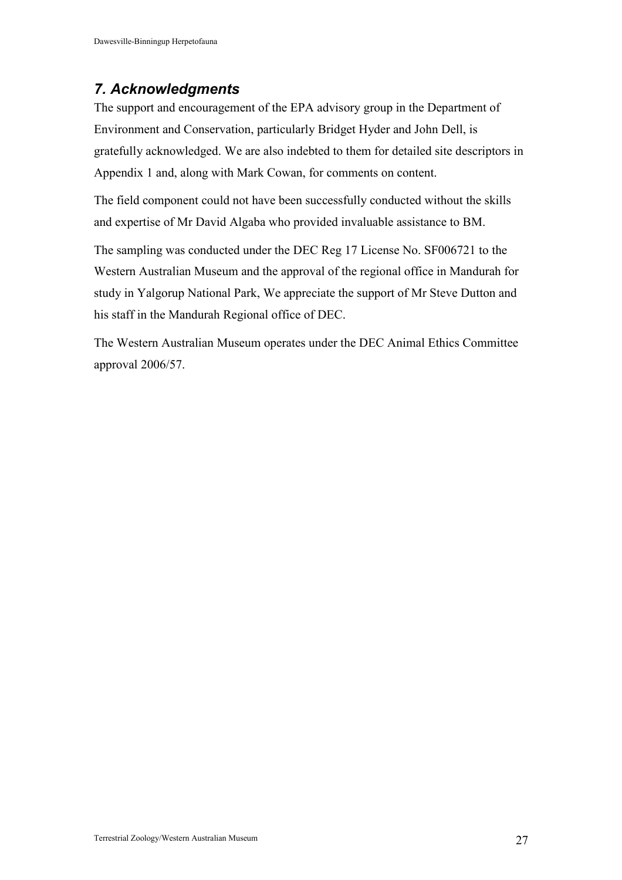## *7. Acknowledgments*

The support and encouragement of the EPA advisory group in the Department of Environment and Conservation, particularly Bridget Hyder and John Dell, is gratefully acknowledged. We are also indebted to them for detailed site descriptors in Appendix 1 and, along with Mark Cowan, for comments on content.

The field component could not have been successfully conducted without the skills and expertise of Mr David Algaba who provided invaluable assistance to BM.

The sampling was conducted under the DEC Reg 17 License No. SF006721 to the Western Australian Museum and the approval of the regional office in Mandurah for study in Yalgorup National Park, We appreciate the support of Mr Steve Dutton and his staff in the Mandurah Regional office of DEC.

The Western Australian Museum operates under the DEC Animal Ethics Committee approval 2006/57.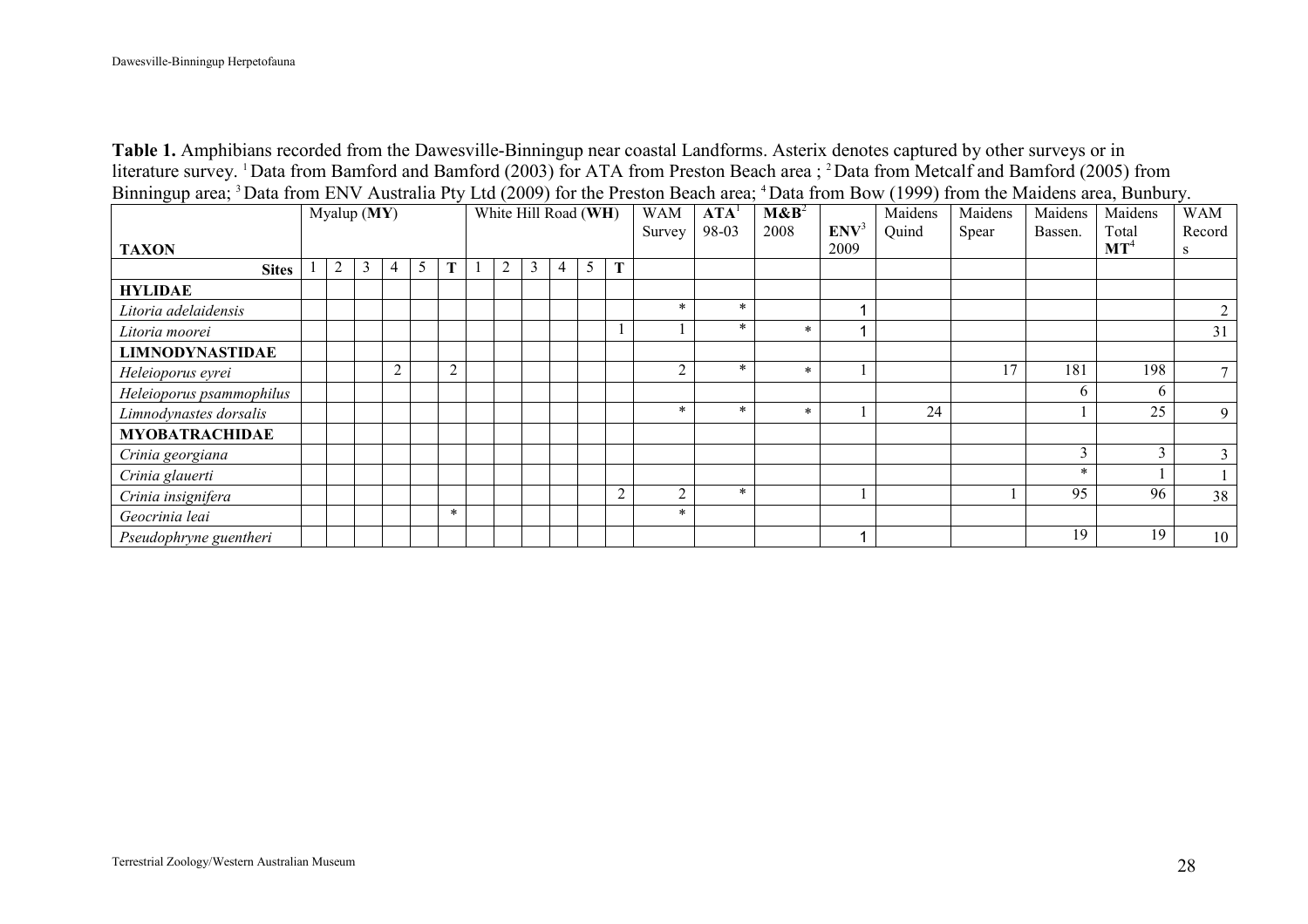**Table 1.** Amphibians recorded from the Dawesville-Binningup near coastal Landforms. Asterix denotes captured by other surveys or in literature survey. [1] Data from Bamford and Bamford (2003) for ATA from Preston Beach area ; [2] Data from Metcalf and Bamford (2005) from Binningup area; [3] Data from ENV Australia Pty Ltd (2009) for the Preston Beach area; [4] Data from Bow (1999) from the Maidens area, Bunbury.

| TAXON | Myalup (**MY**) | | | | | | White Hill Road (**WH**) | | | | | | WAM Survey | **ATA**[1] 98-03 | **M&B**[2] 2008 | **ENV**[3] 2009 | Maidens Quind | Maidens Spear | Maidens Bassen. | Maidens Total **MT**[4] | WAM Records |
|---|---|---|---|---|---|---|---|---|---|---|---|---|---|---|---|---|---|---|---|---|---|
| **Sites** | 1 | 2 | 3 | 4 | 5 | **T** | 1 | 2 | 3 | 4 | 5 | **T** | | | | | | | | | |
| **HYLIDAE** | | | | | | | | | | | | | | | | | | | | | |
| *Litoria adelaidensis* | | | | | | | | | | | | | * | * | | 1 | | | | | 2 |
| *Litoria moorei* | | | | | | | | | | | | 1 | 1 | * | * | 1 | | | | | 31 |
| **LIMNODYNASTIDAE** | | | | | | | | | | | | | | | | | | | | | |
| *Heleioporus eyrei* | | | | 2 | | 2 | | | | | | | 2 | * | * | 1 | | 17 | 181 | 198 | 7 |
| *Heleioporus psammophilus* | | | | | | | | | | | | | | | | | | | 6 | 6 | |
| *Limnodynastes dorsalis* | | | | | | | | | | | | | * | * | * | 1 | 24 | | 1 | 25 | 9 |
| **MYOBATRACHIDAE** | | | | | | | | | | | | | | | | | | | | | |
| *Crinia georgiana* | | | | | | | | | | | | | | | | | | | 3 | 3 | 3 |
| *Crinia glauerti* | | | | | | | | | | | | | | | | | | | * | 1 | 1 |
| *Crinia insignifera* | | | | | | | | | | | | 2 | 2 | * | | 1 | | 1 | 95 | 96 | 38 |
| *Geocrinia leai* | | | | | | * | | | | | | | * | | | | | | | | |
| *Pseudophryne guentheri* | | | | | | | | | | | | | | | | 1 | | | 19 | 19 | 10 |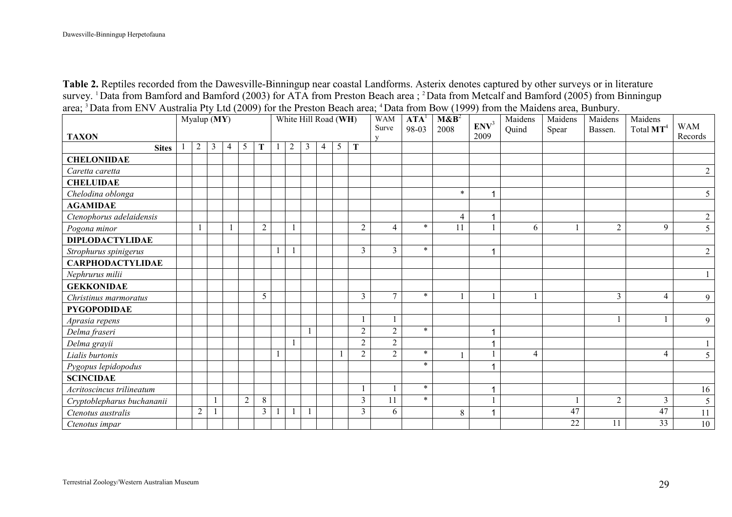**Table 2.** Reptiles recorded from the Dawesville-Binningup near coastal Landforms. Asterix denotes captured by other surveys or in literature survey. [1] Data from Bamford and Bamford (2003) for ATA from Preston Beach area ; [2] Data from Metcalf and Bamford (2005) from Binningup area; [3] Data from ENV Australia Pty Ltd (2009) for the Preston Beach area; [4] Data from Bow (1999) from the Maidens area, Bunbury.

| TAXON | Myalup (**MY**) | | | | | | White Hill Road (**WH**) | | | | | | WAM Survey | **ATA**[1] 98-03 | **M&B**[2] 2008 | **ENV**[3] 2009 | Maidens Quind | Maidens Spear | Maidens Bassen. | Maidens Total **MT**[4] | WAM Records |
|---|---|---|---|---|---|---|---|---|---|---|---|---|---|---|---|---|---|---|---|---|---|
| **Sites** | 1 | 2 | 3 | 4 | 5 | **T** | 1 | 2 | 3 | 4 | 5 | **T** | | | | | | | | | |
| **CHELONIIDAE** | | | | | | | | | | | | | | | | | | | | | |
| *Caretta caretta* | | | | | | | | | | | | | | | | | | | | | 2 |
| **CHELUIDAE** | | | | | | | | | | | | | | | | | | | | | |
| *Chelodina oblonga* | | | | | | | | | | | | | | | * | 1 | | | | | 5 |
| **AGAMIDAE** | | | | | | | | | | | | | | | | | | | | | |
| *Ctenophorus adelaidensis* | | | | | | | | | | | | | | | 4 | 1 | | | | | 2 |
| *Pogona minor* | | 1 | | 1 | | 2 | | 1 | | | | 2 | 4 | * | 11 | 1 | 6 | 1 | 2 | 9 | 5 |
| **DIPLODACTYLIDAE** | | | | | | | | | | | | | | | | | | | | | |
| *Strophurus spinigerus* | | | | | | | 1 | 1 | | | | 3 | 3 | * | | 1 | | | | | 2 |
| **CARPHODACTYLIDAE** | | | | | | | | | | | | | | | | | | | | | |
| *Nephrurus milii* | | | | | | | | | | | | | | | | | | | | | 1 |
| **GEKKONIDAE** | | | | | | | | | | | | | | | | | | | | | |
| *Christinus marmoratus* | | | | | | 5 | | | | | | 3 | 7 | * | 1 | 1 | 1 | | 3 | 4 | 9 |
| **PYGOPODIDAE** | | | | | | | | | | | | | | | | | | | | | |
| *Aprasia repens* | | | | | | | | | | | | 1 | 1 | | | | | | 1 | 1 | 9 |
| *Delma fraseri* | | | | | | | | | 1 | | | 2 | 2 | * | | 1 | | | | | |
| *Delma grayii* | | | | | | | | 1 | | | | 2 | 2 | | | 1 | | | | | 1 |
| *Lialis burtonis* | | | | | | | 1 | | | | 1 | 2 | 2 | * | 1 | 1 | 4 | | | 4 | 5 |
| *Pygopus lepidopodus* | | | | | | | | | | | | | | * | | 1 | | | | | |
| **SCINCIDAE** | | | | | | | | | | | | | | | | | | | | | |
| *Acritoscincus trilineatum* | | | | | | | | | | | | 1 | 1 | * | | 1 | | | | | 16 |
| *Cryptoblepharus buchananii* | | | 1 | | 2 | 8 | | | | | | 3 | 11 | * | | 1 | | 1 | 2 | 3 | 5 |
| *Ctenotus australis* | | 2 | 1 | | | 3 | 1 | 1 | 1 | | | 3 | 6 | | 8 | 1 | | 47 | | 47 | 11 |
| *Ctenotus impar* | | | | | | | | | | | | | | | | | | 22 | 11 | 33 | 10 |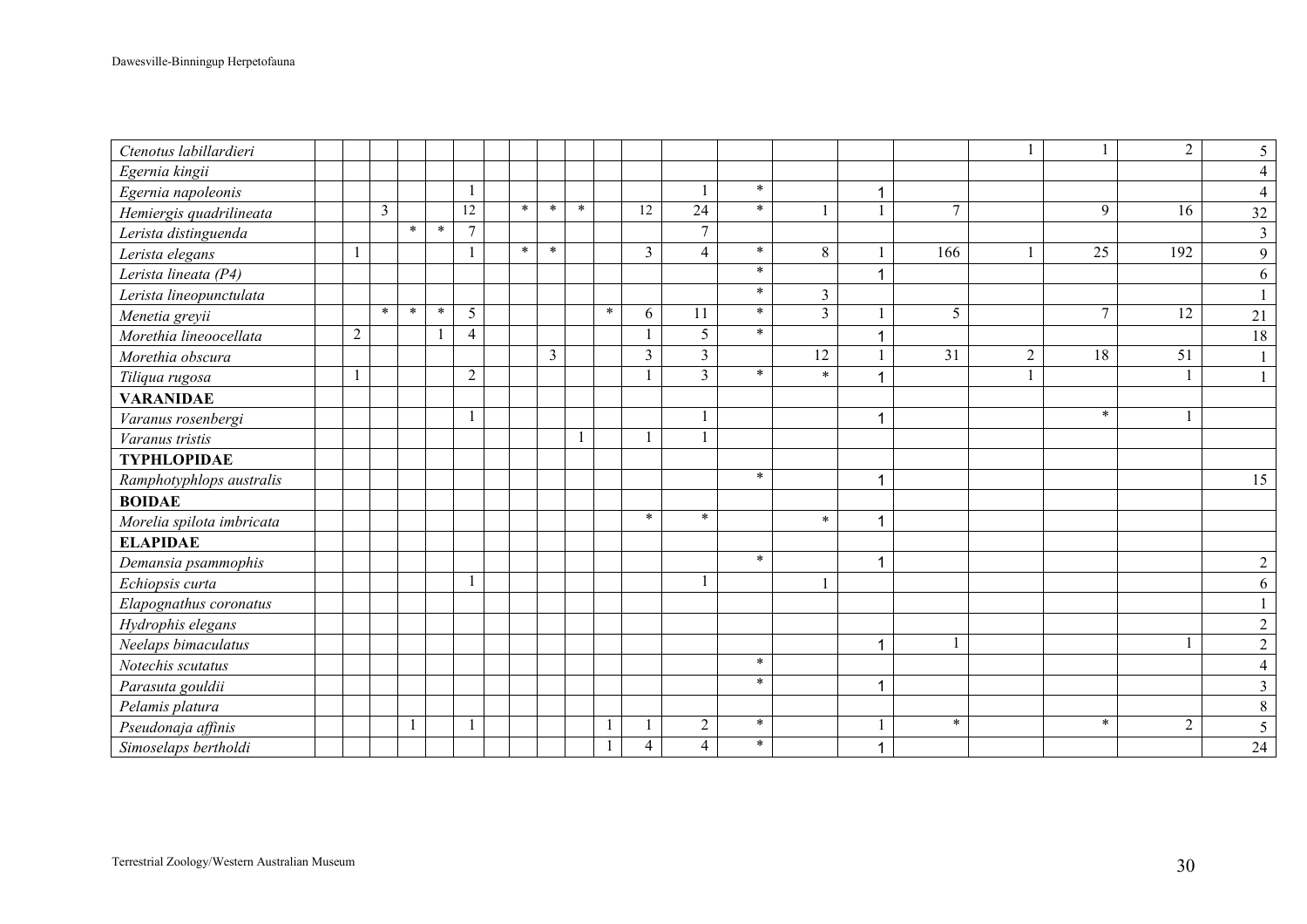| | | | | | | | | | | | | | | | | | | | | | |
|---|---|---|---|---|---|---|---|---|---|---|---|---|---|---|---|---|---|---|---|---|---|
| *Ctenotus labillardieri* | | | | | | | | | | | | | | | | | 1 | 1 | 2 | 5 |
| *Egernia kingii* | | | | | | | | | | | | | | | | | | | | 4 |
| *Egernia napoleonis* | | | | | | 1 | | | | | | | 1 | * | | 1 | | | | | 4 |
| *Hemiergis quadrilineata* | | | 3 | | | 12 | | * | * | * | | 12 | 24 | * | 1 | 1 | 7 | | 9 | 16 | 32 |
| *Lerista distinguenda* | | | | * | * | 7 | | | | | | | 7 | | | | | | | | 3 |
| *Lerista elegans* | | 1 | | | | 1 | | * | * | | | 3 | 4 | * | 8 | 1 | 166 | 1 | 25 | 192 | 9 |
| *Lerista lineata (P4)* | | | | | | | | | | | | | | * | | 1 | | | | | 6 |
| *Lerista lineopunctulata* | | | | | | | | | | | | | | * | 3 | | | | | | 1 |
| *Menetia greyii* | | | * | * | * | 5 | | | | | * | 6 | 11 | * | 3 | 1 | 5 | | 7 | 12 | 21 |
| *Morethia lineoocellata* | | 2 | | | 1 | 4 | | | | | | 1 | 5 | * | | 1 | | | | | 18 |
| *Morethia obscura* | | | | | | | | | 3 | | | 3 | 3 | | 12 | 1 | 31 | 2 | 18 | 51 | 1 |
| *Tiliqua rugosa* | | 1 | | | | 2 | | | | | | 1 | 3 | * | * | 1 | | 1 | | 1 | 1 |
| **VARANIDAE** | | | | | | | | | | | | | | | | | | | | | |
| *Varanus rosenbergi* | | | | | | 1 | | | | | | | 1 | | | 1 | | | * | 1 | |
| *Varanus tristis* | | | | | | | | | | 1 | | 1 | 1 | | | | | | | | |
| **TYPHLOPIDAE** | | | | | | | | | | | | | | | | | | | | | |
| *Ramphotyphlops australis* | | | | | | | | | | | | | | * | | 1 | | | | | 15 |
| **BOIDAE** | | | | | | | | | | | | | | | | | | | | | |
| *Morelia spilota imbricata* | | | | | | | | | | | | * | * | | * | 1 | | | | | |
| **ELAPIDAE** | | | | | | | | | | | | | | | | | | | | | |
| *Demansia psammophis* | | | | | | | | | | | | | | * | | 1 | | | | | 2 |
| *Echiopsis curta* | | | | | | 1 | | | | | | | 1 | | 1 | | | | | | 6 |
| *Elapognathus coronatus* | | | | | | | | | | | | | | | | | | | | | 1 |
| *Hydrophis elegans* | | | | | | | | | | | | | | | | | | | | | 2 |
| *Neelaps bimaculatus* | | | | | | | | | | | | | | | | 1 | 1 | | | 1 | 2 |
| *Notechis scutatus* | | | | | | | | | | | | | | * | | | | | | | 4 |
| *Parasuta gouldii* | | | | | | | | | | | | | | * | | 1 | | | | | 3 |
| *Pelamis platura* | | | | | | | | | | | | | | | | | | | | | 8 |
| *Pseudonaja affinis* | | | | 1 | | 1 | | | | | 1 | 1 | 2 | * | | 1 | * | | * | 2 | 5 |
| *Simoselaps bertholdi* | | | | | | | | | | | 1 | 4 | 4 | * | | 1 | | | | | 24 |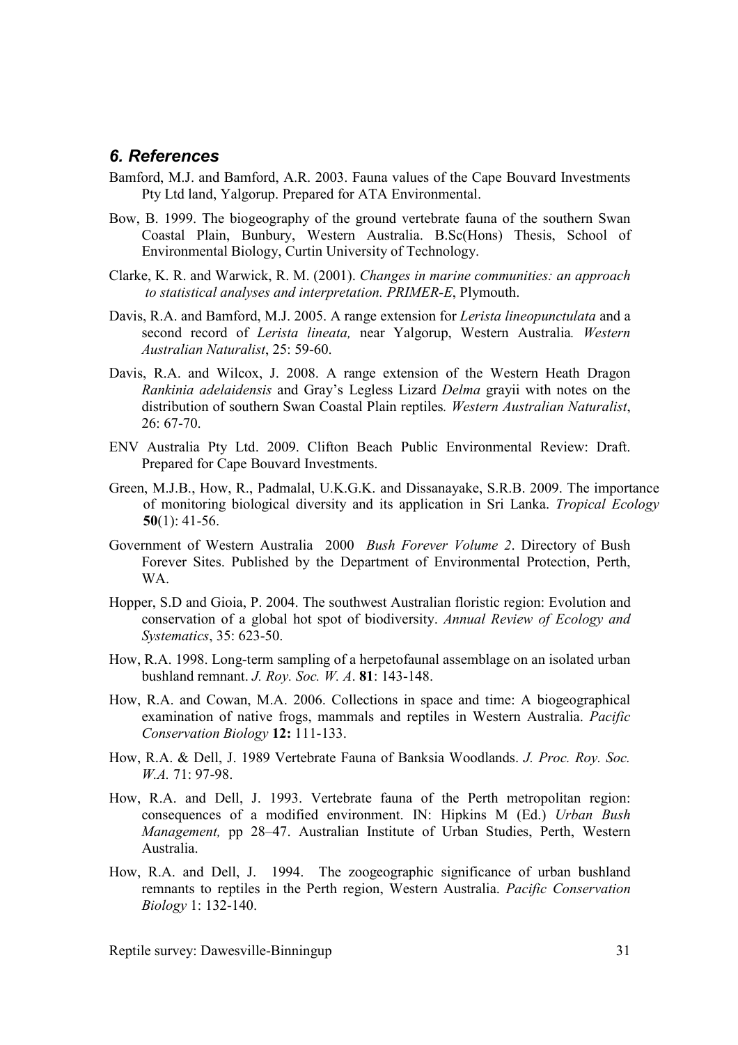## *6. References*

Bamford, M.J. and Bamford, A.R. 2003. Fauna values of the Cape Bouvard Investments Pty Ltd land, Yalgorup. Prepared for ATA Environmental.

Bow, B. 1999. The biogeography of the ground vertebrate fauna of the southern Swan Coastal Plain, Bunbury, Western Australia. B.Sc(Hons) Thesis, School of Environmental Biology, Curtin University of Technology.

Clarke, K. R. and Warwick, R. M. (2001). *Changes in marine communities: an approach to statistical analyses and interpretation. PRIMER-E*, Plymouth.

Davis, R.A. and Bamford, M.J. 2005. A range extension for *Lerista lineopunctulata* and a second record of *Lerista lineata,* near Yalgorup, Western Australia*. Western Australian Naturalist*, 25: 59-60.

Davis, R.A. and Wilcox, J. 2008. A range extension of the Western Heath Dragon *Rankinia adelaidensis* and Gray's Legless Lizard *Delma* grayii with notes on the distribution of southern Swan Coastal Plain reptiles*. Western Australian Naturalist*, 26: 67-70.

ENV Australia Pty Ltd. 2009. Clifton Beach Public Environmental Review: Draft. Prepared for Cape Bouvard Investments.

Green, M.J.B., How, R., Padmalal, U.K.G.K. and Dissanayake, S.R.B. 2009. The importance of monitoring biological diversity and its application in Sri Lanka. *Tropical Ecology* **50**(1): 41-56.

Government of Western Australia 2000 *Bush Forever Volume 2*. Directory of Bush Forever Sites. Published by the Department of Environmental Protection, Perth, WA.

Hopper, S.D and Gioia, P. 2004. The southwest Australian floristic region: Evolution and conservation of a global hot spot of biodiversity. *Annual Review of Ecology and Systematics*, 35: 623-50.

How, R.A. 1998. Long-term sampling of a herpetofaunal assemblage on an isolated urban bushland remnant. *J. Roy. Soc. W. A*. **81**: 143-148.

How, R.A. and Cowan, M.A. 2006. Collections in space and time: A biogeographical examination of native frogs, mammals and reptiles in Western Australia. *Pacific Conservation Biology* **12:** 111-133.

How, R.A. & Dell, J. 1989 Vertebrate Fauna of Banksia Woodlands. *J. Proc. Roy. Soc. W.A.* 71: 97-98.

How, R.A. and Dell, J. 1993. Vertebrate fauna of the Perth metropolitan region: consequences of a modified environment. IN: Hipkins M (Ed.) *Urban Bush Management,* pp 28–47. Australian Institute of Urban Studies, Perth, Western Australia.

How, R.A. and Dell, J. 1994. The zoogeographic significance of urban bushland remnants to reptiles in the Perth region, Western Australia. *Pacific Conservation Biology* 1: 132-140.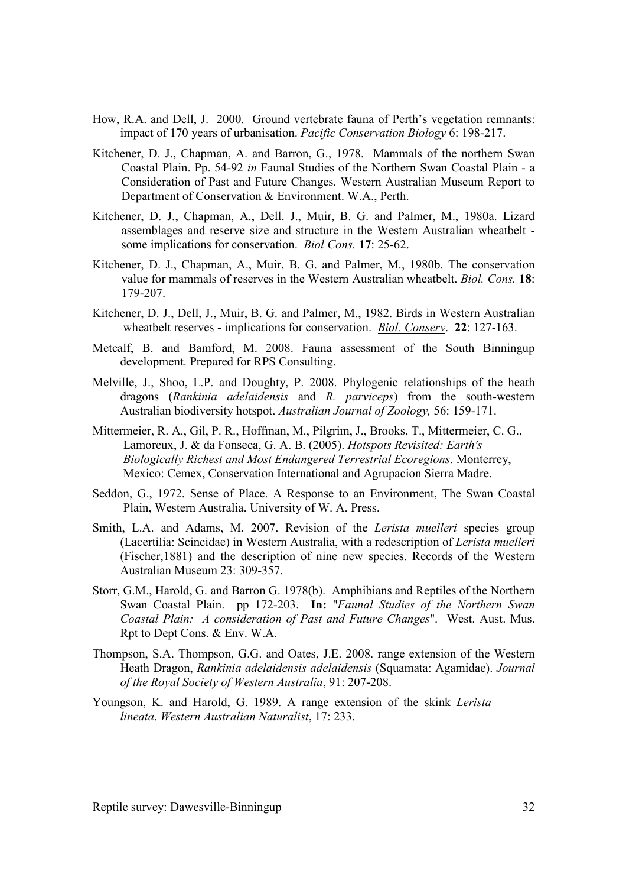How, R.A. and Dell, J. 2000. Ground vertebrate fauna of Perth's vegetation remnants: impact of 170 years of urbanisation. *Pacific Conservation Biology* 6: 198-217.

Kitchener, D. J., Chapman, A. and Barron, G., 1978. Mammals of the northern Swan Coastal Plain. Pp. 54-92 *in* Faunal Studies of the Northern Swan Coastal Plain - a Consideration of Past and Future Changes. Western Australian Museum Report to Department of Conservation & Environment. W.A., Perth.

Kitchener, D. J., Chapman, A., Dell. J., Muir, B. G. and Palmer, M., 1980a. Lizard assemblages and reserve size and structure in the Western Australian wheatbelt - some implications for conservation. *Biol Cons.* **17**: 25-62.

Kitchener, D. J., Chapman, A., Muir, B. G. and Palmer, M., 1980b. The conservation value for mammals of reserves in the Western Australian wheatbelt. *Biol. Cons.* **18**: 179-207.

Kitchener, D. J., Dell, J., Muir, B. G. and Palmer, M., 1982. Birds in Western Australian wheatbelt reserves - implications for conservation. *Biol. Conserv*. **22**: 127-163.

Metcalf, B. and Bamford, M. 2008. Fauna assessment of the South Binningup development. Prepared for RPS Consulting.

Melville, J., Shoo, L.P. and Doughty, P. 2008. Phylogenic relationships of the heath dragons (*Rankinia adelaidensis* and *R. parviceps*) from the south-western Australian biodiversity hotspot. *Australian Journal of Zoology,* 56: 159-171.

Mittermeier, R. A., Gil, P. R., Hoffman, M., Pilgrim, J., Brooks, T., Mittermeier, C. G., Lamoreux, J. & da Fonseca, G. A. B. (2005). *Hotspots Revisited: Earth's Biologically Richest and Most Endangered Terrestrial Ecoregions*. Monterrey, Mexico: Cemex, Conservation International and Agrupacion Sierra Madre.

Seddon, G., 1972. Sense of Place. A Response to an Environment, The Swan Coastal Plain, Western Australia. University of W. A. Press.

Smith, L.A. and Adams, M. 2007. Revision of the *Lerista muelleri* species group (Lacertilia: Scincidae) in Western Australia, with a redescription of *Lerista muelleri* (Fischer,1881) and the description of nine new species. Records of the Western Australian Museum 23: 309-357.

Storr, G.M., Harold, G. and Barron G. 1978(b). Amphibians and Reptiles of the Northern Swan Coastal Plain. pp 172-203. **In:** "*Faunal Studies of the Northern Swan Coastal Plain: A consideration of Past and Future Changes*". West. Aust. Mus. Rpt to Dept Cons. & Env. W.A.

Thompson, S.A. Thompson, G.G. and Oates, J.E. 2008. range extension of the Western Heath Dragon, *Rankinia adelaidensis adelaidensis* (Squamata: Agamidae). *Journal of the Royal Society of Western Australia*, 91: 207-208.

Youngson, K. and Harold, G. 1989. A range extension of the skink *Lerista lineata*. *Western Australian Naturalist*, 17: 233.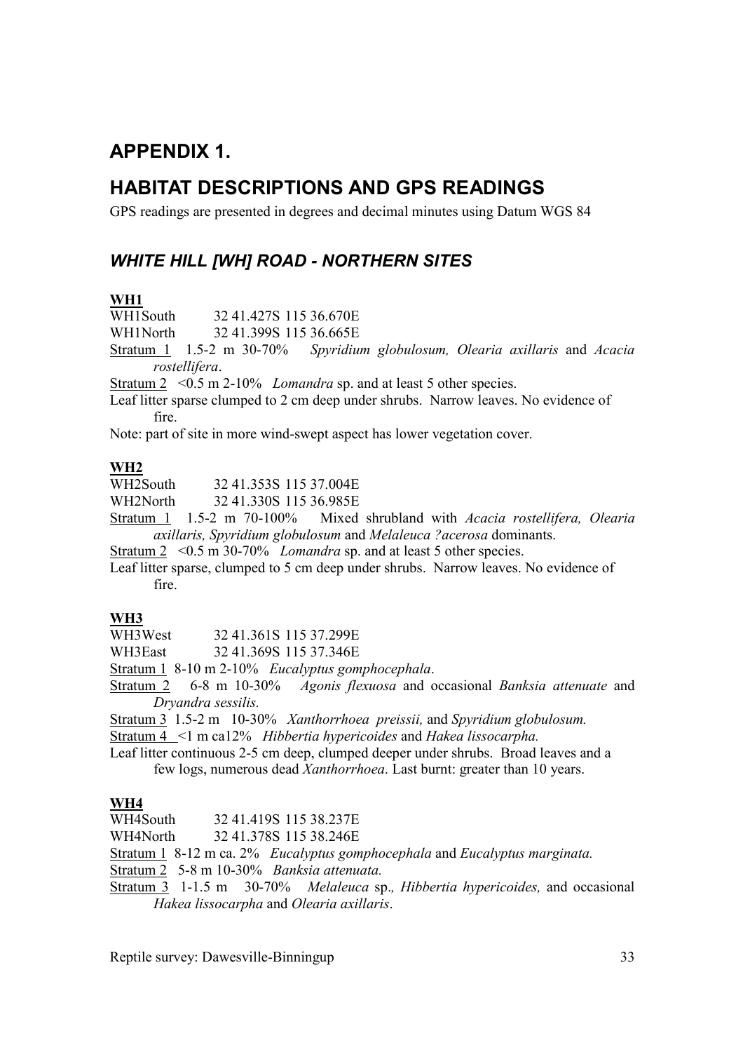## APPENDIX 1.

## HABITAT DESCRIPTIONS AND GPS READINGS

GPS readings are presented in degrees and decimal minutes using Datum WGS 84

### *WHITE HILL [WH] ROAD - NORTHERN SITES*

**WH1**

WH1South 32 41.427S 115 36.670E

WH1North 32 41.399S 115 36.665E

Stratum 1 1.5-2 m 30-70% *Spyridium globulosum, Olearia axillaris* and *Acacia rostellifera*.

Stratum 2 <0.5 m 2-10% *Lomandra* sp. and at least 5 other species.

Leaf litter sparse clumped to 2 cm deep under shrubs. Narrow leaves. No evidence of fire.

Note: part of site in more wind-swept aspect has lower vegetation cover.

**WH2**

WH2South 32 41.353S 115 37.004E

WH2North 32 41.330S 115 36.985E

Stratum 1 1.5-2 m 70-100% Mixed shrubland with *Acacia rostellifera, Olearia axillaris, Spyridium globulosum* and *Melaleuca ?acerosa* dominants.

Stratum 2 <0.5 m 30-70% *Lomandra* sp. and at least 5 other species.

Leaf litter sparse, clumped to 5 cm deep under shrubs. Narrow leaves. No evidence of fire.

**WH3**

WH3West 32 41.361S 115 37.299E

WH3East 32 41.369S 115 37.346E

Stratum 1 8-10 m 2-10% *Eucalyptus gomphocephala*.

Stratum 2 6-8 m 10-30% *Agonis flexuosa* and occasional *Banksia attenuate* and *Dryandra sessilis.*

Stratum 3 1.5-2 m 10-30% *Xanthorrhoea preissii,* and *Spyridium globulosum.*

Stratum 4 <1 m ca12% *Hibbertia hypericoides* and *Hakea lissocarpha.*

Leaf litter continuous 2-5 cm deep, clumped deeper under shrubs. Broad leaves and a few logs, numerous dead *Xanthorrhoea*. Last burnt: greater than 10 years.

**WH4**

WH4South 32 41.419S 115 38.237E

WH4North 32 41.378S 115 38.246E

Stratum 1 8-12 m ca. 2% *Eucalyptus gomphocephala* and *Eucalyptus marginata.*

Stratum 2 5-8 m 10-30% *Banksia attenuata.*

Stratum 3 1-1.5 m 30-70% *Melaleuca* sp.*, Hibbertia hypericoides,* and occasional *Hakea lissocarpha* and *Olearia axillaris*.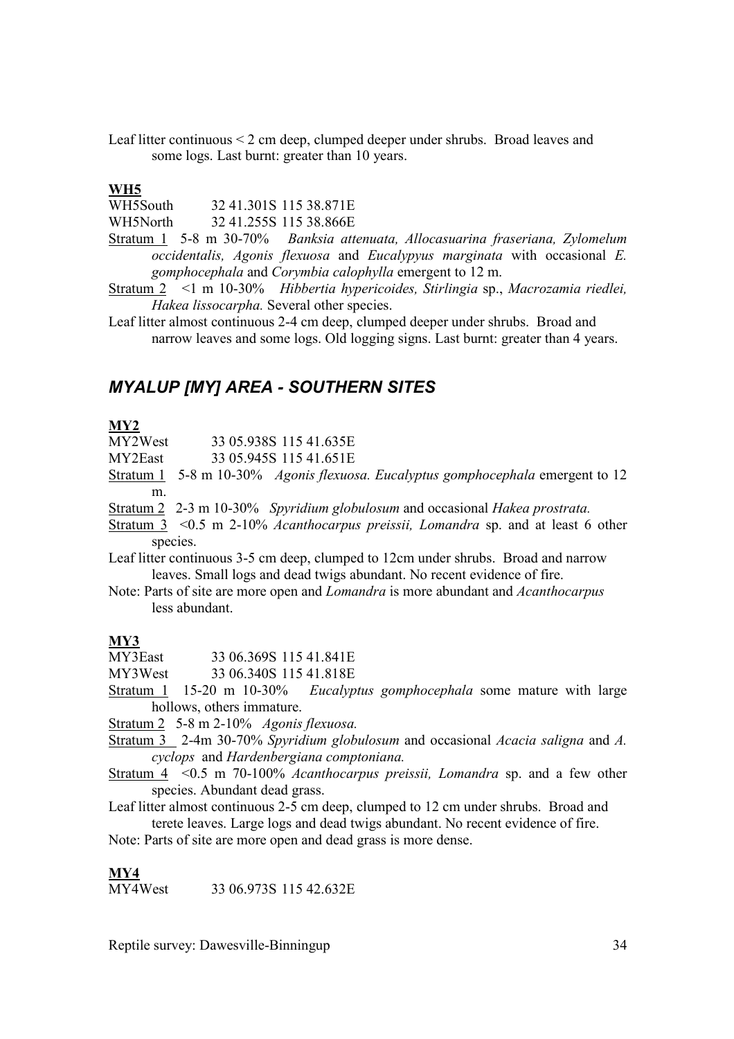Leaf litter continuous < 2 cm deep, clumped deeper under shrubs. Broad leaves and some logs. Last burnt: greater than 10 years.

**WH5**

WH5South 32 41.301S 115 38.871E

WH5North 32 41.255S 115 38.866E

Stratum 1 5-8 m 30-70% *Banksia attenuata, Allocasuarina fraseriana, Zylomelum occidentalis, Agonis flexuosa* and *Eucalpyus marginata* with occasional *E. gomphocephala* and *Corymbia calophylla* emergent to 12 m.

Stratum 2 <1 m 10-30% *Hibbertia hypericoides, Stirlingia* sp., *Macrozamia riedlei, Hakea lissocarpha.* Several other species.

Leaf litter almost continuous 2-4 cm deep, clumped deeper under shrubs. Broad and narrow leaves and some logs. Old logging signs. Last burnt: greater than 4 years.

## *MYALUP [MY] AREA - SOUTHERN SITES*

**MY2**

MY2West 33 05.938S 115 41.635E

MY2East 33 05.945S 115 41.651E

Stratum 1 5-8 m 10-30% *Agonis flexuosa. Eucalyptus gomphocephala* emergent to 12 m.

Stratum 2 2-3 m 10-30% *Spyridium globulosum* and occasional *Hakea prostrata.*

Stratum 3 <0.5 m 2-10% *Acanthocarpus preissii, Lomandra* sp. and at least 6 other species.

Leaf litter continuous 3-5 cm deep, clumped to 12cm under shrubs. Broad and narrow leaves. Small logs and dead twigs abundant. No recent evidence of fire.

Note: Parts of site are more open and *Lomandra* is more abundant and *Acanthocarpus* less abundant.

**MY3**

MY3East 33 06.369S 115 41.841E

MY3West 33 06.340S 115 41.818E

Stratum 1 15-20 m 10-30% *Eucalyptus gomphocephala* some mature with large hollows, others immature.

Stratum 2 5-8 m 2-10% *Agonis flexuosa.*

Stratum 3 2-4m 30-70% *Spyridium globulosum* and occasional *Acacia saligna* and *A. cyclops* and *Hardenbergiana comptoniana.*

Stratum 4 <0.5 m 70-100% *Acanthocarpus preissii, Lomandra* sp. and a few other species. Abundant dead grass.

Leaf litter almost continuous 2-5 cm deep, clumped to 12 cm under shrubs. Broad and terete leaves. Large logs and dead twigs abundant. No recent evidence of fire.

Note: Parts of site are more open and dead grass is more dense.

**MY4**

MY4West 33 06.973S 115 42.632E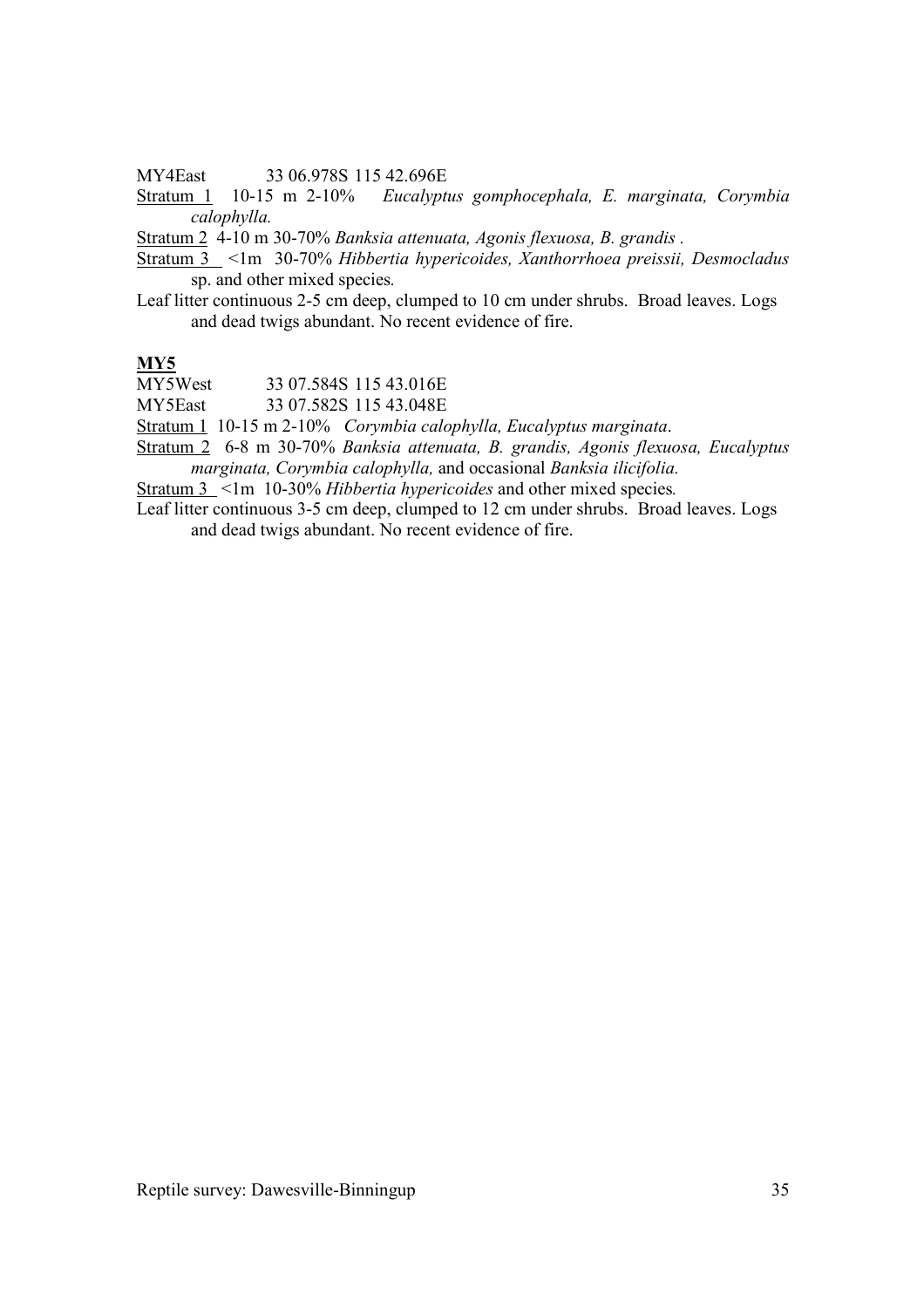MY4East 33 06.978S 115 42.696E

<u>Stratum 1</u> 10-15 m 2-10% *Eucalyptus gomphocephala, E. marginata, Corymbia calophylla.*

<u>Stratum 2</u> 4-10 m 30-70% *Banksia attenuata, Agonis flexuosa, B. grandis .*

<u>Stratum 3</u> <1m 30-70% *Hibbertia hypericoides, Xanthorrhoea preissii, Desmocladus* sp. and other mixed species*.*

Leaf litter continuous 2-5 cm deep, clumped to 10 cm under shrubs. Broad leaves. Logs and dead twigs abundant. No recent evidence of fire.

## **MY5**

MY5West 33 07.584S 115 43.016E

MY5East 33 07.582S 115 43.048E

<u>Stratum 1</u> 10-15 m 2-10% *Corymbia calophylla, Eucalyptus marginata*.

<u>Stratum 2</u> 6-8 m 30-70% *Banksia attenuata, B. grandis, Agonis flexuosa, Eucalyptus marginata, Corymbia calophylla,* and occasional *Banksia ilicifolia.*

<u>Stratum 3</u> <1m 10-30% *Hibbertia hypericoides* and other mixed species*.*

Leaf litter continuous 3-5 cm deep, clumped to 12 cm under shrubs. Broad leaves. Logs and dead twigs abundant. No recent evidence of fire.